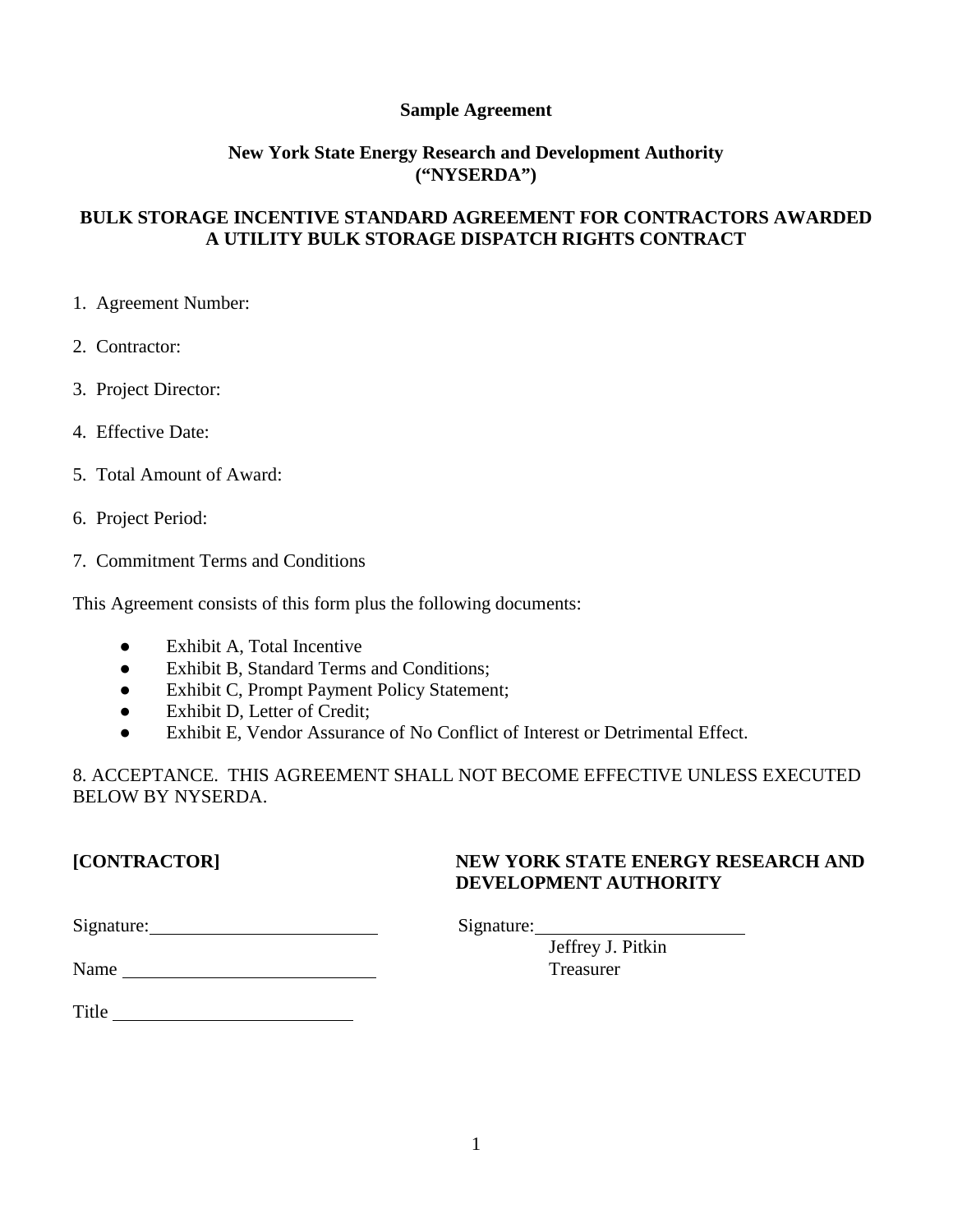**Sample Agreement**

**New York State Energy Research and Development Authority ("NYSERDA")**

**BULK STORAGE INCENTIVE STANDARD AGREEMENT FOR CONTRACTORS AWARDED A UTILITY BULK STORAGE DISPATCH RIGHTS CONTRACT**

1. Agreement Number:

2. Contractor:

3. Project Director:

4. Effective Date:

5. Total Amount of Award:

6. Project Period:

7. Commitment Terms and Conditions

This Agreement consists of this form plus the following documents:

- Exhibit A, Total Incentive
- Exhibit B, Standard Terms and Conditions;
- Exhibit C, Prompt Payment Policy Statement;
- Exhibit D, Letter of Credit;
- Exhibit E, Vendor Assurance of No Conflict of Interest or Detrimental Effect.

8. ACCEPTANCE. THIS AGREEMENT SHALL NOT BECOME EFFECTIVE UNLESS EXECUTED BELOW BY NYSERDA.

**[CONTRACTOR]**

Signature: ______________________

Name ______________________

Title ______________________

**NEW YORK STATE ENERGY RESEARCH AND DEVELOPMENT AUTHORITY**

Signature: ______________________

Jeffrey J. Pitkin
Treasurer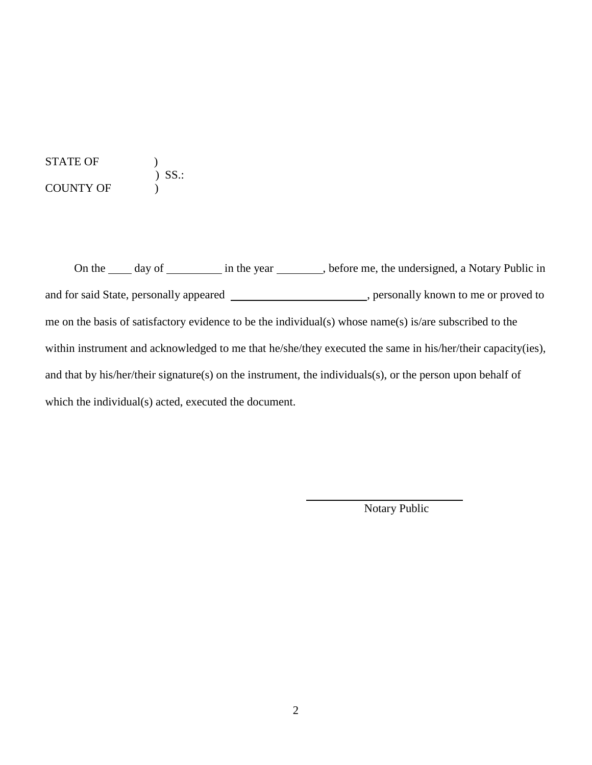STATE OF )  
) SS.:  
COUNTY OF )

On the ____ day of __________ in the year ________, before me, the undersigned, a Notary Public in and for said State, personally appeared ________________________, personally known to me or proved to me on the basis of satisfactory evidence to be the individual(s) whose name(s) is/are subscribed to the within instrument and acknowledged to me that he/she/they executed the same in his/her/their capacity(ies), and that by his/her/their signature(s) on the instrument, the individuals(s), or the person upon behalf of which the individual(s) acted, executed the document.

____________________________  
Notary Public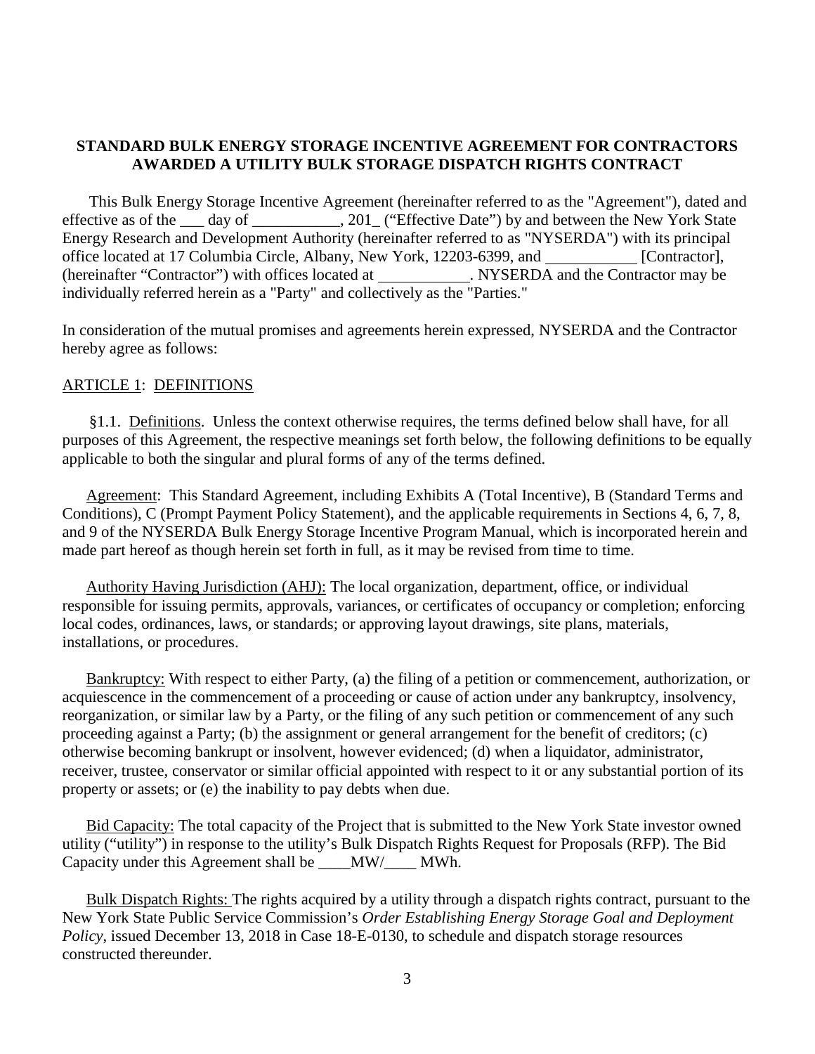**STANDARD BULK ENERGY STORAGE INCENTIVE AGREEMENT FOR CONTRACTORS AWARDED A UTILITY BULK STORAGE DISPATCH RIGHTS CONTRACT**

This Bulk Energy Storage Incentive Agreement (hereinafter referred to as the "Agreement"), dated and effective as of the ___ day of ___________, 201_ ("Effective Date") by and between the New York State Energy Research and Development Authority (hereinafter referred to as "NYSERDA") with its principal office located at 17 Columbia Circle, Albany, New York, 12203-6399, and ___________ [Contractor], (hereinafter "Contractor") with offices located at ___________. NYSERDA and the Contractor may be individually referred herein as a "Party" and collectively as the "Parties."

In consideration of the mutual promises and agreements herein expressed, NYSERDA and the Contractor hereby agree as follows:

ARTICLE 1: DEFINITIONS

§1.1. Definitions. Unless the context otherwise requires, the terms defined below shall have, for all purposes of this Agreement, the respective meanings set forth below, the following definitions to be equally applicable to both the singular and plural forms of any of the terms defined.

Agreement: This Standard Agreement, including Exhibits A (Total Incentive), B (Standard Terms and Conditions), C (Prompt Payment Policy Statement), and the applicable requirements in Sections 4, 6, 7, 8, and 9 of the NYSERDA Bulk Energy Storage Incentive Program Manual, which is incorporated herein and made part hereof as though herein set forth in full, as it may be revised from time to time.

Authority Having Jurisdiction (AHJ): The local organization, department, office, or individual responsible for issuing permits, approvals, variances, or certificates of occupancy or completion; enforcing local codes, ordinances, laws, or standards; or approving layout drawings, site plans, materials, installations, or procedures.

Bankruptcy: With respect to either Party, (a) the filing of a petition or commencement, authorization, or acquiescence in the commencement of a proceeding or cause of action under any bankruptcy, insolvency, reorganization, or similar law by a Party, or the filing of any such petition or commencement of any such proceeding against a Party; (b) the assignment or general arrangement for the benefit of creditors; (c) otherwise becoming bankrupt or insolvent, however evidenced; (d) when a liquidator, administrator, receiver, trustee, conservator or similar official appointed with respect to it or any substantial portion of its property or assets; or (e) the inability to pay debts when due.

Bid Capacity: The total capacity of the Project that is submitted to the New York State investor owned utility ("utility") in response to the utility's Bulk Dispatch Rights Request for Proposals (RFP). The Bid Capacity under this Agreement shall be ____MW/____ MWh.

Bulk Dispatch Rights: The rights acquired by a utility through a dispatch rights contract, pursuant to the New York State Public Service Commission's *Order Establishing Energy Storage Goal and Deployment Policy*, issued December 13, 2018 in Case 18-E-0130, to schedule and dispatch storage resources constructed thereunder.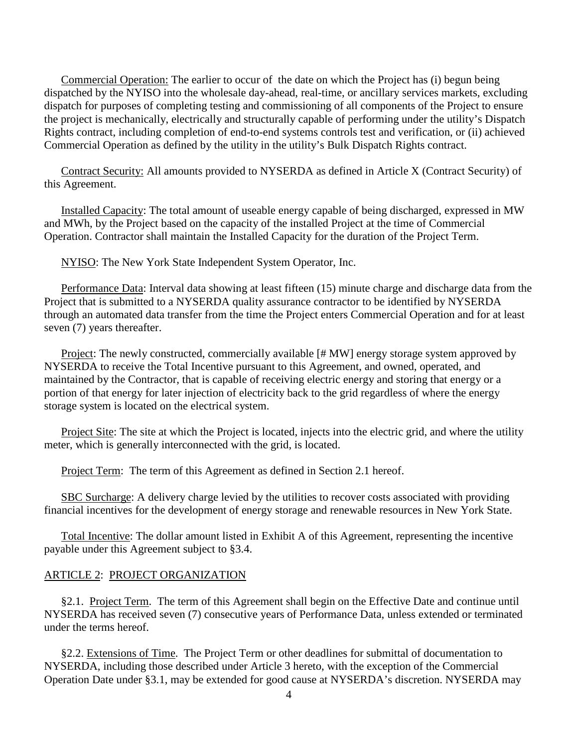Commercial Operation: The earlier to occur of  the date on which the Project has (i) begun being dispatched by the NYISO into the wholesale day-ahead, real-time, or ancillary services markets, excluding dispatch for purposes of completing testing and commissioning of all components of the Project to ensure the project is mechanically, electrically and structurally capable of performing under the utility's Dispatch Rights contract, including completion of end-to-end systems controls test and verification, or (ii) achieved Commercial Operation as defined by the utility in the utility's Bulk Dispatch Rights contract.

Contract Security: All amounts provided to NYSERDA as defined in Article X (Contract Security) of this Agreement.

Installed Capacity: The total amount of useable energy capable of being discharged, expressed in MW and MWh, by the Project based on the capacity of the installed Project at the time of Commercial Operation. Contractor shall maintain the Installed Capacity for the duration of the Project Term.

NYISO: The New York State Independent System Operator, Inc.

Performance Data: Interval data showing at least fifteen (15) minute charge and discharge data from the Project that is submitted to a NYSERDA quality assurance contractor to be identified by NYSERDA through an automated data transfer from the time the Project enters Commercial Operation and for at least seven (7) years thereafter.

Project: The newly constructed, commercially available [# MW] energy storage system approved by NYSERDA to receive the Total Incentive pursuant to this Agreement, and owned, operated, and maintained by the Contractor, that is capable of receiving electric energy and storing that energy or a portion of that energy for later injection of electricity back to the grid regardless of where the energy storage system is located on the electrical system.

Project Site: The site at which the Project is located, injects into the electric grid, and where the utility meter, which is generally interconnected with the grid, is located.

Project Term: The term of this Agreement as defined in Section 2.1 hereof.

SBC Surcharge: A delivery charge levied by the utilities to recover costs associated with providing financial incentives for the development of energy storage and renewable resources in New York State.

Total Incentive: The dollar amount listed in Exhibit A of this Agreement, representing the incentive payable under this Agreement subject to §3.4.

## ARTICLE 2: PROJECT ORGANIZATION

§2.1. Project Term. The term of this Agreement shall begin on the Effective Date and continue until NYSERDA has received seven (7) consecutive years of Performance Data, unless extended or terminated under the terms hereof.

§2.2. Extensions of Time. The Project Term or other deadlines for submittal of documentation to NYSERDA, including those described under Article 3 hereto, with the exception of the Commercial Operation Date under §3.1, may be extended for good cause at NYSERDA's discretion. NYSERDA may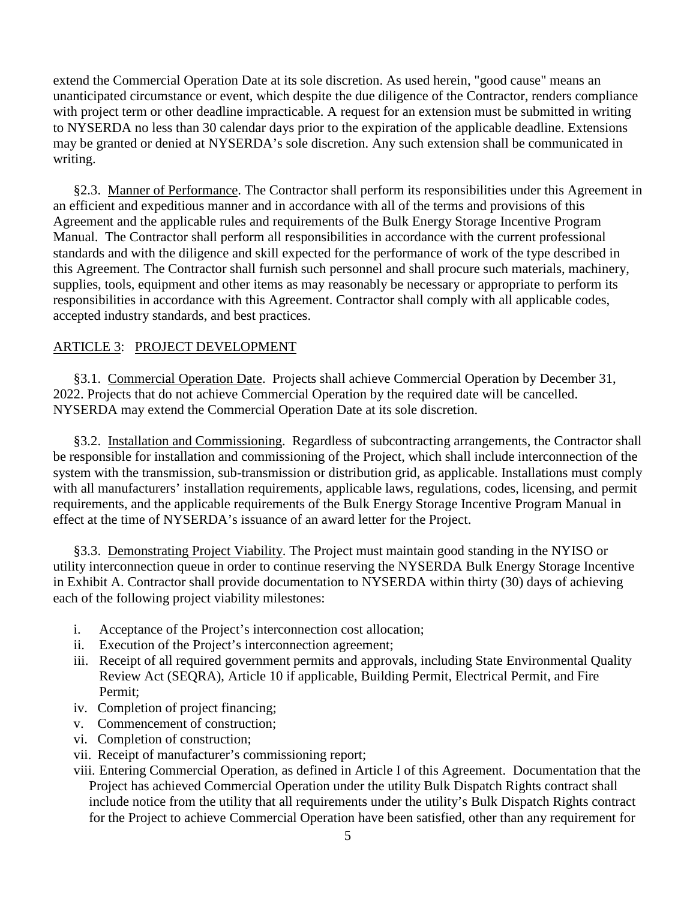extend the Commercial Operation Date at its sole discretion. As used herein, "good cause" means an unanticipated circumstance or event, which despite the due diligence of the Contractor, renders compliance with project term or other deadline impracticable. A request for an extension must be submitted in writing to NYSERDA no less than 30 calendar days prior to the expiration of the applicable deadline. Extensions may be granted or denied at NYSERDA's sole discretion. Any such extension shall be communicated in writing.

§2.3. Manner of Performance. The Contractor shall perform its responsibilities under this Agreement in an efficient and expeditious manner and in accordance with all of the terms and provisions of this Agreement and the applicable rules and requirements of the Bulk Energy Storage Incentive Program Manual. The Contractor shall perform all responsibilities in accordance with the current professional standards and with the diligence and skill expected for the performance of work of the type described in this Agreement. The Contractor shall furnish such personnel and shall procure such materials, machinery, supplies, tools, equipment and other items as may reasonably be necessary or appropriate to perform its responsibilities in accordance with this Agreement. Contractor shall comply with all applicable codes, accepted industry standards, and best practices.

## ARTICLE 3: PROJECT DEVELOPMENT

§3.1. Commercial Operation Date. Projects shall achieve Commercial Operation by December 31, 2022. Projects that do not achieve Commercial Operation by the required date will be cancelled. NYSERDA may extend the Commercial Operation Date at its sole discretion.

§3.2. Installation and Commissioning. Regardless of subcontracting arrangements, the Contractor shall be responsible for installation and commissioning of the Project, which shall include interconnection of the system with the transmission, sub-transmission or distribution grid, as applicable. Installations must comply with all manufacturers' installation requirements, applicable laws, regulations, codes, licensing, and permit requirements, and the applicable requirements of the Bulk Energy Storage Incentive Program Manual in effect at the time of NYSERDA's issuance of an award letter for the Project.

§3.3. Demonstrating Project Viability. The Project must maintain good standing in the NYISO or utility interconnection queue in order to continue reserving the NYSERDA Bulk Energy Storage Incentive in Exhibit A. Contractor shall provide documentation to NYSERDA within thirty (30) days of achieving each of the following project viability milestones:

i. Acceptance of the Project's interconnection cost allocation;
ii. Execution of the Project's interconnection agreement;
iii. Receipt of all required government permits and approvals, including State Environmental Quality Review Act (SEQRA), Article 10 if applicable, Building Permit, Electrical Permit, and Fire Permit;
iv. Completion of project financing;
v. Commencement of construction;
vi. Completion of construction;
vii. Receipt of manufacturer's commissioning report;
viii. Entering Commercial Operation, as defined in Article I of this Agreement. Documentation that the Project has achieved Commercial Operation under the utility Bulk Dispatch Rights contract shall include notice from the utility that all requirements under the utility's Bulk Dispatch Rights contract for the Project to achieve Commercial Operation have been satisfied, other than any requirement for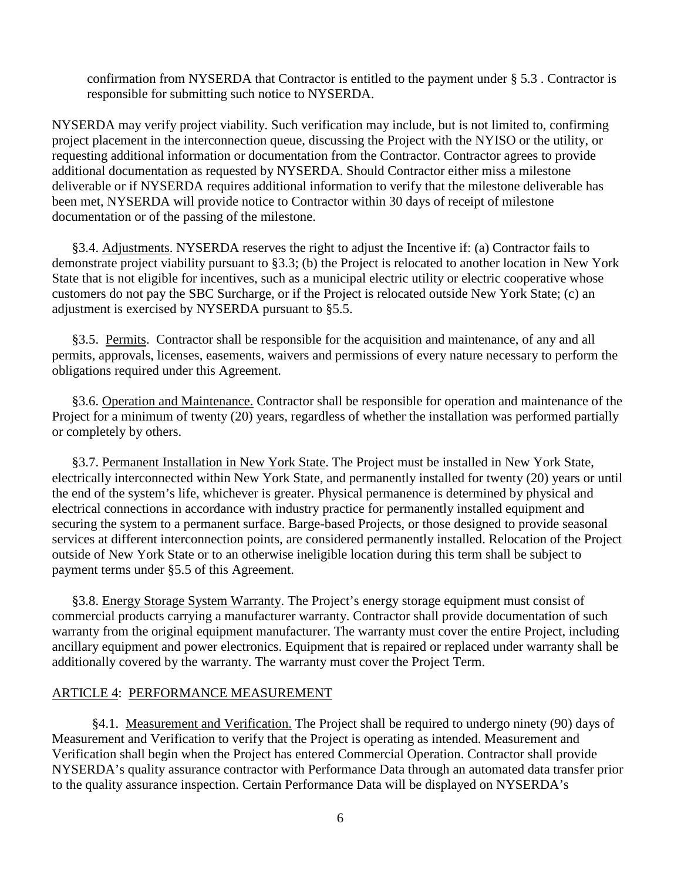confirmation from NYSERDA that Contractor is entitled to the payment under § 5.3 . Contractor is responsible for submitting such notice to NYSERDA.

NYSERDA may verify project viability. Such verification may include, but is not limited to, confirming project placement in the interconnection queue, discussing the Project with the NYISO or the utility, or requesting additional information or documentation from the Contractor. Contractor agrees to provide additional documentation as requested by NYSERDA. Should Contractor either miss a milestone deliverable or if NYSERDA requires additional information to verify that the milestone deliverable has been met, NYSERDA will provide notice to Contractor within 30 days of receipt of milestone documentation or of the passing of the milestone.

§3.4. Adjustments. NYSERDA reserves the right to adjust the Incentive if: (a) Contractor fails to demonstrate project viability pursuant to §3.3; (b) the Project is relocated to another location in New York State that is not eligible for incentives, such as a municipal electric utility or electric cooperative whose customers do not pay the SBC Surcharge, or if the Project is relocated outside New York State; (c) an adjustment is exercised by NYSERDA pursuant to §5.5.

§3.5. Permits. Contractor shall be responsible for the acquisition and maintenance, of any and all permits, approvals, licenses, easements, waivers and permissions of every nature necessary to perform the obligations required under this Agreement.

§3.6. Operation and Maintenance. Contractor shall be responsible for operation and maintenance of the Project for a minimum of twenty (20) years, regardless of whether the installation was performed partially or completely by others.

§3.7. Permanent Installation in New York State. The Project must be installed in New York State, electrically interconnected within New York State, and permanently installed for twenty (20) years or until the end of the system's life, whichever is greater. Physical permanence is determined by physical and electrical connections in accordance with industry practice for permanently installed equipment and securing the system to a permanent surface. Barge-based Projects, or those designed to provide seasonal services at different interconnection points, are considered permanently installed. Relocation of the Project outside of New York State or to an otherwise ineligible location during this term shall be subject to payment terms under §5.5 of this Agreement.

§3.8. Energy Storage System Warranty. The Project's energy storage equipment must consist of commercial products carrying a manufacturer warranty. Contractor shall provide documentation of such warranty from the original equipment manufacturer. The warranty must cover the entire Project, including ancillary equipment and power electronics. Equipment that is repaired or replaced under warranty shall be additionally covered by the warranty. The warranty must cover the Project Term.

## ARTICLE 4: PERFORMANCE MEASUREMENT

§4.1. Measurement and Verification. The Project shall be required to undergo ninety (90) days of Measurement and Verification to verify that the Project is operating as intended. Measurement and Verification shall begin when the Project has entered Commercial Operation. Contractor shall provide NYSERDA's quality assurance contractor with Performance Data through an automated data transfer prior to the quality assurance inspection. Certain Performance Data will be displayed on NYSERDA's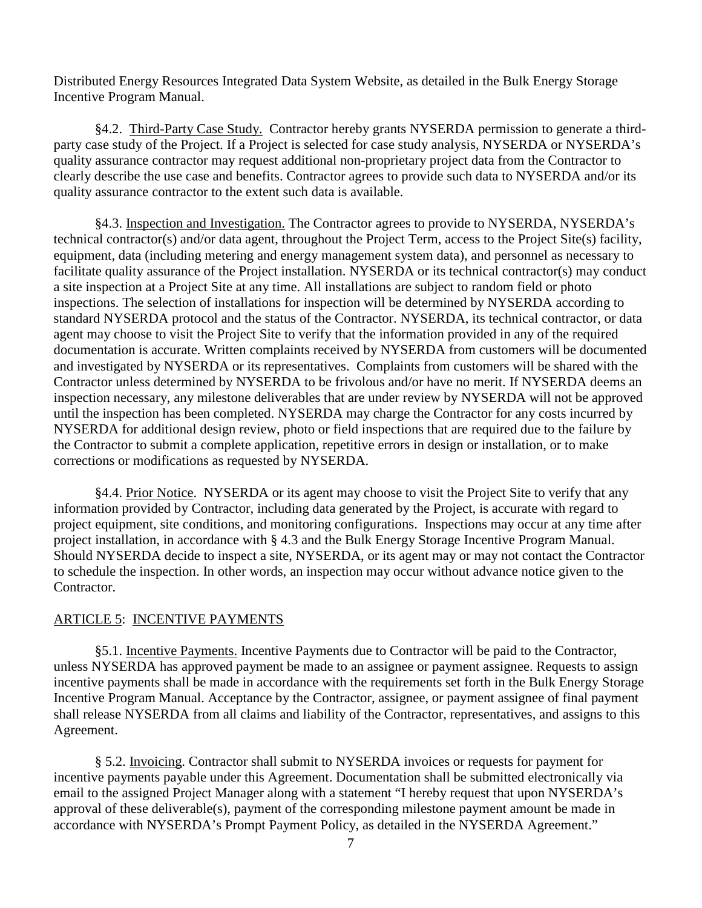Distributed Energy Resources Integrated Data System Website, as detailed in the Bulk Energy Storage Incentive Program Manual.

§4.2. Third-Party Case Study. Contractor hereby grants NYSERDA permission to generate a third-party case study of the Project. If a Project is selected for case study analysis, NYSERDA or NYSERDA's quality assurance contractor may request additional non-proprietary project data from the Contractor to clearly describe the use case and benefits. Contractor agrees to provide such data to NYSERDA and/or its quality assurance contractor to the extent such data is available.

§4.3. Inspection and Investigation. The Contractor agrees to provide to NYSERDA, NYSERDA's technical contractor(s) and/or data agent, throughout the Project Term, access to the Project Site(s) facility, equipment, data (including metering and energy management system data), and personnel as necessary to facilitate quality assurance of the Project installation. NYSERDA or its technical contractor(s) may conduct a site inspection at a Project Site at any time. All installations are subject to random field or photo inspections. The selection of installations for inspection will be determined by NYSERDA according to standard NYSERDA protocol and the status of the Contractor. NYSERDA, its technical contractor, or data agent may choose to visit the Project Site to verify that the information provided in any of the required documentation is accurate. Written complaints received by NYSERDA from customers will be documented and investigated by NYSERDA or its representatives. Complaints from customers will be shared with the Contractor unless determined by NYSERDA to be frivolous and/or have no merit. If NYSERDA deems an inspection necessary, any milestone deliverables that are under review by NYSERDA will not be approved until the inspection has been completed. NYSERDA may charge the Contractor for any costs incurred by NYSERDA for additional design review, photo or field inspections that are required due to the failure by the Contractor to submit a complete application, repetitive errors in design or installation, or to make corrections or modifications as requested by NYSERDA.

§4.4. Prior Notice. NYSERDA or its agent may choose to visit the Project Site to verify that any information provided by Contractor, including data generated by the Project, is accurate with regard to project equipment, site conditions, and monitoring configurations. Inspections may occur at any time after project installation, in accordance with § 4.3 and the Bulk Energy Storage Incentive Program Manual. Should NYSERDA decide to inspect a site, NYSERDA, or its agent may or may not contact the Contractor to schedule the inspection. In other words, an inspection may occur without advance notice given to the Contractor.

## ARTICLE 5: INCENTIVE PAYMENTS

§5.1. Incentive Payments. Incentive Payments due to Contractor will be paid to the Contractor, unless NYSERDA has approved payment be made to an assignee or payment assignee. Requests to assign incentive payments shall be made in accordance with the requirements set forth in the Bulk Energy Storage Incentive Program Manual. Acceptance by the Contractor, assignee, or payment assignee of final payment shall release NYSERDA from all claims and liability of the Contractor, representatives, and assigns to this Agreement.

§ 5.2. Invoicing. Contractor shall submit to NYSERDA invoices or requests for payment for incentive payments payable under this Agreement. Documentation shall be submitted electronically via email to the assigned Project Manager along with a statement "I hereby request that upon NYSERDA's approval of these deliverable(s), payment of the corresponding milestone payment amount be made in accordance with NYSERDA's Prompt Payment Policy, as detailed in the NYSERDA Agreement."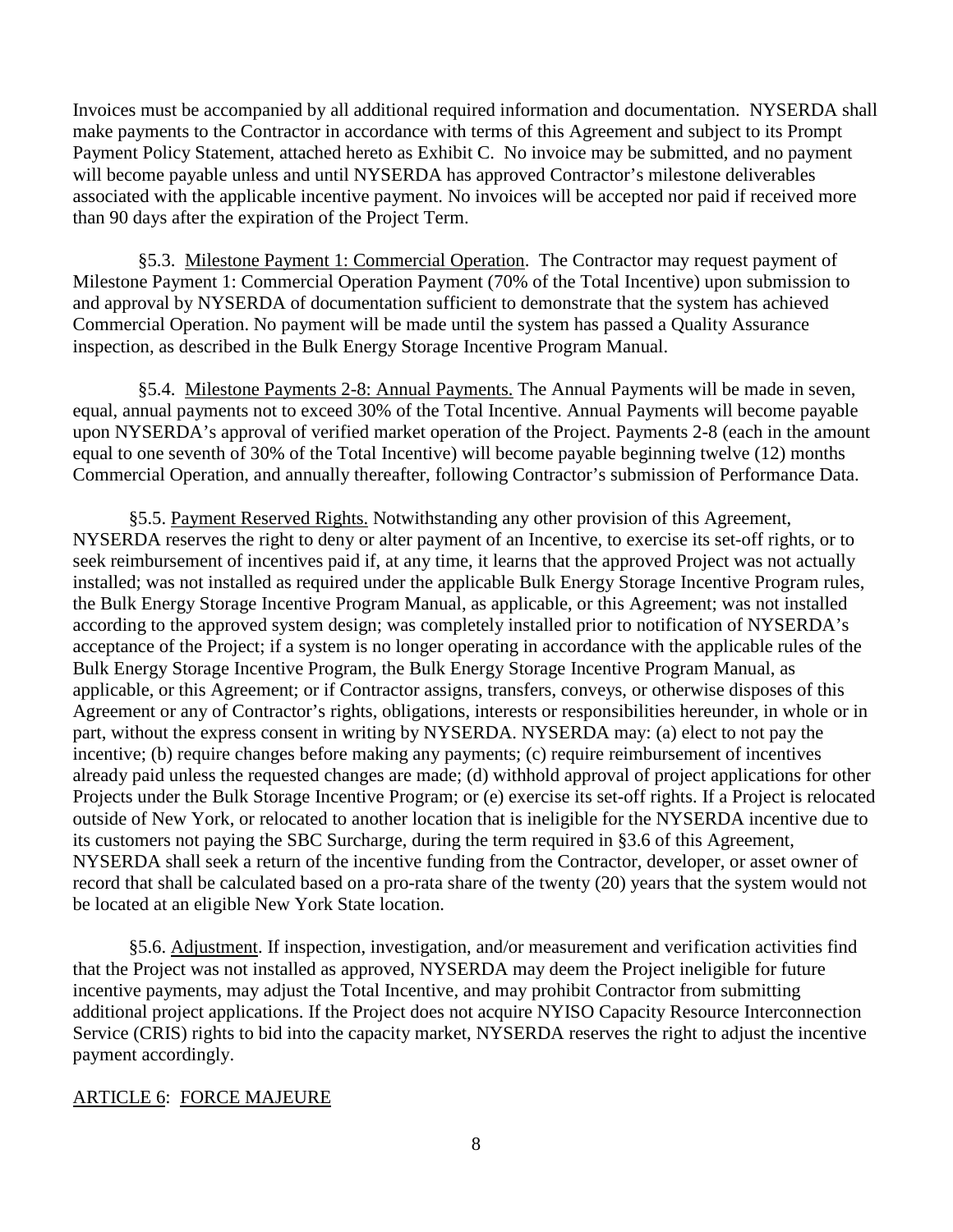Invoices must be accompanied by all additional required information and documentation. NYSERDA shall make payments to the Contractor in accordance with terms of this Agreement and subject to its Prompt Payment Policy Statement, attached hereto as Exhibit C. No invoice may be submitted, and no payment will become payable unless and until NYSERDA has approved Contractor's milestone deliverables associated with the applicable incentive payment. No invoices will be accepted nor paid if received more than 90 days after the expiration of the Project Term.

§5.3. Milestone Payment 1: Commercial Operation. The Contractor may request payment of Milestone Payment 1: Commercial Operation Payment (70% of the Total Incentive) upon submission to and approval by NYSERDA of documentation sufficient to demonstrate that the system has achieved Commercial Operation. No payment will be made until the system has passed a Quality Assurance inspection, as described in the Bulk Energy Storage Incentive Program Manual.

§5.4. Milestone Payments 2-8: Annual Payments. The Annual Payments will be made in seven, equal, annual payments not to exceed 30% of the Total Incentive. Annual Payments will become payable upon NYSERDA's approval of verified market operation of the Project. Payments 2-8 (each in the amount equal to one seventh of 30% of the Total Incentive) will become payable beginning twelve (12) months Commercial Operation, and annually thereafter, following Contractor's submission of Performance Data.

§5.5. Payment Reserved Rights. Notwithstanding any other provision of this Agreement, NYSERDA reserves the right to deny or alter payment of an Incentive, to exercise its set-off rights, or to seek reimbursement of incentives paid if, at any time, it learns that the approved Project was not actually installed; was not installed as required under the applicable Bulk Energy Storage Incentive Program rules, the Bulk Energy Storage Incentive Program Manual, as applicable, or this Agreement; was not installed according to the approved system design; was completely installed prior to notification of NYSERDA's acceptance of the Project; if a system is no longer operating in accordance with the applicable rules of the Bulk Energy Storage Incentive Program, the Bulk Energy Storage Incentive Program Manual, as applicable, or this Agreement; or if Contractor assigns, transfers, conveys, or otherwise disposes of this Agreement or any of Contractor's rights, obligations, interests or responsibilities hereunder, in whole or in part, without the express consent in writing by NYSERDA. NYSERDA may: (a) elect to not pay the incentive; (b) require changes before making any payments; (c) require reimbursement of incentives already paid unless the requested changes are made; (d) withhold approval of project applications for other Projects under the Bulk Storage Incentive Program; or (e) exercise its set-off rights. If a Project is relocated outside of New York, or relocated to another location that is ineligible for the NYSERDA incentive due to its customers not paying the SBC Surcharge, during the term required in §3.6 of this Agreement, NYSERDA shall seek a return of the incentive funding from the Contractor, developer, or asset owner of record that shall be calculated based on a pro-rata share of the twenty (20) years that the system would not be located at an eligible New York State location.

§5.6. Adjustment. If inspection, investigation, and/or measurement and verification activities find that the Project was not installed as approved, NYSERDA may deem the Project ineligible for future incentive payments, may adjust the Total Incentive, and may prohibit Contractor from submitting additional project applications. If the Project does not acquire NYISO Capacity Resource Interconnection Service (CRIS) rights to bid into the capacity market, NYSERDA reserves the right to adjust the incentive payment accordingly.

## ARTICLE 6: FORCE MAJEURE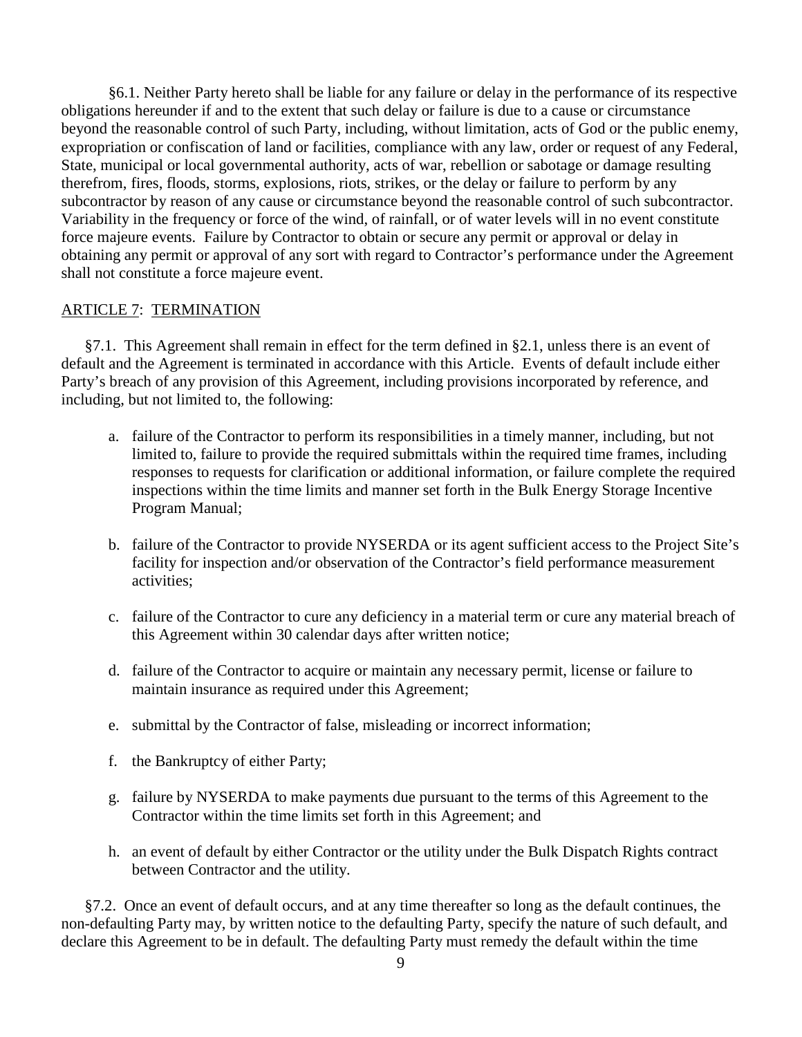§6.1. Neither Party hereto shall be liable for any failure or delay in the performance of its respective obligations hereunder if and to the extent that such delay or failure is due to a cause or circumstance beyond the reasonable control of such Party, including, without limitation, acts of God or the public enemy, expropriation or confiscation of land or facilities, compliance with any law, order or request of any Federal, State, municipal or local governmental authority, acts of war, rebellion or sabotage or damage resulting therefrom, fires, floods, storms, explosions, riots, strikes, or the delay or failure to perform by any subcontractor by reason of any cause or circumstance beyond the reasonable control of such subcontractor. Variability in the frequency or force of the wind, of rainfall, or of water levels will in no event constitute force majeure events. Failure by Contractor to obtain or secure any permit or approval or delay in obtaining any permit or approval of any sort with regard to Contractor's performance under the Agreement shall not constitute a force majeure event.

## ARTICLE 7: TERMINATION

§7.1. This Agreement shall remain in effect for the term defined in §2.1, unless there is an event of default and the Agreement is terminated in accordance with this Article. Events of default include either Party's breach of any provision of this Agreement, including provisions incorporated by reference, and including, but not limited to, the following:

a. failure of the Contractor to perform its responsibilities in a timely manner, including, but not limited to, failure to provide the required submittals within the required time frames, including responses to requests for clarification or additional information, or failure complete the required inspections within the time limits and manner set forth in the Bulk Energy Storage Incentive Program Manual;

b. failure of the Contractor to provide NYSERDA or its agent sufficient access to the Project Site's facility for inspection and/or observation of the Contractor's field performance measurement activities;

c. failure of the Contractor to cure any deficiency in a material term or cure any material breach of this Agreement within 30 calendar days after written notice;

d. failure of the Contractor to acquire or maintain any necessary permit, license or failure to maintain insurance as required under this Agreement;

e. submittal by the Contractor of false, misleading or incorrect information;

f. the Bankruptcy of either Party;

g. failure by NYSERDA to make payments due pursuant to the terms of this Agreement to the Contractor within the time limits set forth in this Agreement; and

h. an event of default by either Contractor or the utility under the Bulk Dispatch Rights contract between Contractor and the utility.

§7.2. Once an event of default occurs, and at any time thereafter so long as the default continues, the non-defaulting Party may, by written notice to the defaulting Party, specify the nature of such default, and declare this Agreement to be in default. The defaulting Party must remedy the default within the time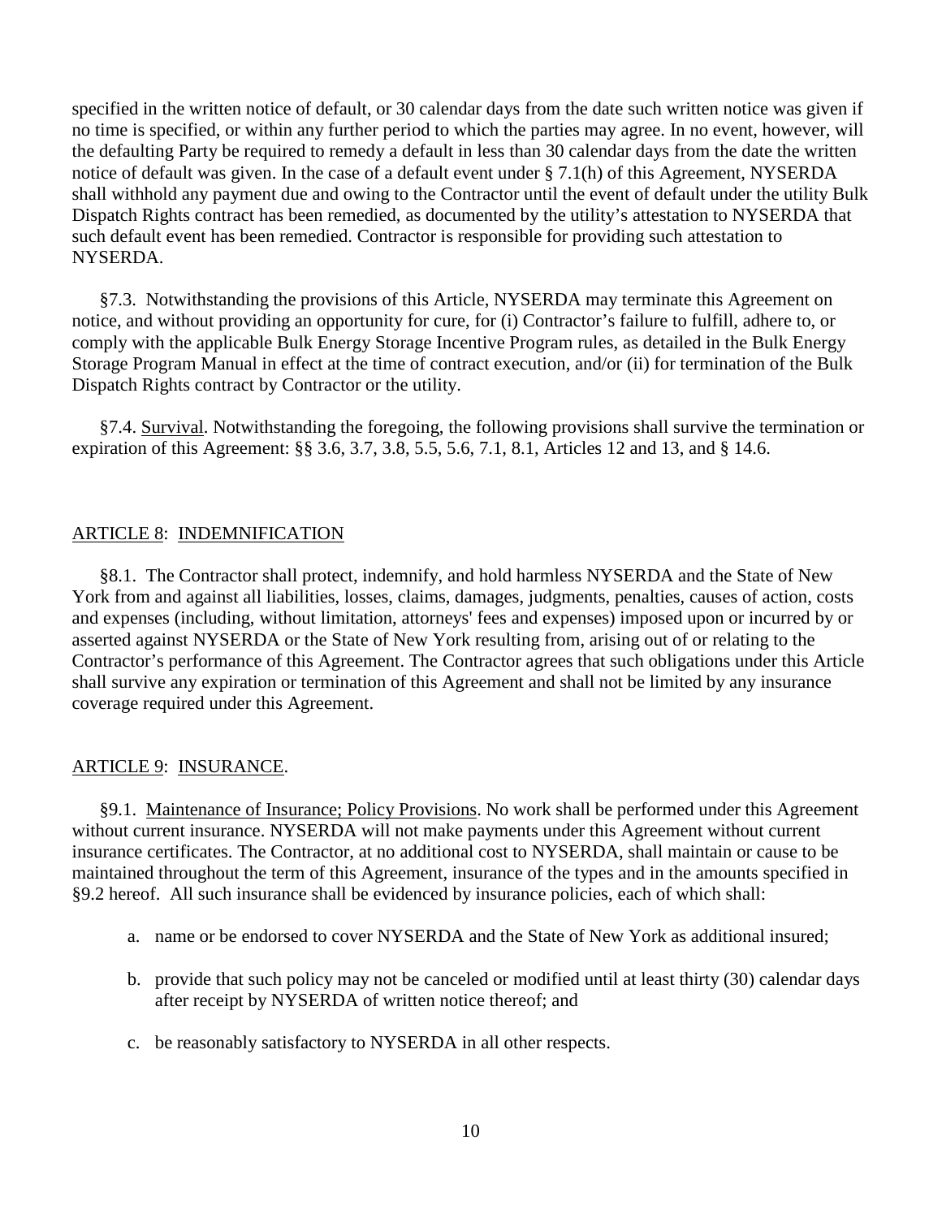specified in the written notice of default, or 30 calendar days from the date such written notice was given if no time is specified, or within any further period to which the parties may agree. In no event, however, will the defaulting Party be required to remedy a default in less than 30 calendar days from the date the written notice of default was given. In the case of a default event under § 7.1(h) of this Agreement, NYSERDA shall withhold any payment due and owing to the Contractor until the event of default under the utility Bulk Dispatch Rights contract has been remedied, as documented by the utility's attestation to NYSERDA that such default event has been remedied. Contractor is responsible for providing such attestation to NYSERDA.

§7.3. Notwithstanding the provisions of this Article, NYSERDA may terminate this Agreement on notice, and without providing an opportunity for cure, for (i) Contractor's failure to fulfill, adhere to, or comply with the applicable Bulk Energy Storage Incentive Program rules, as detailed in the Bulk Energy Storage Program Manual in effect at the time of contract execution, and/or (ii) for termination of the Bulk Dispatch Rights contract by Contractor or the utility.

§7.4. Survival. Notwithstanding the foregoing, the following provisions shall survive the termination or expiration of this Agreement: §§ 3.6, 3.7, 3.8, 5.5, 5.6, 7.1, 8.1, Articles 12 and 13, and § 14.6.

## ARTICLE 8: INDEMNIFICATION

§8.1. The Contractor shall protect, indemnify, and hold harmless NYSERDA and the State of New York from and against all liabilities, losses, claims, damages, judgments, penalties, causes of action, costs and expenses (including, without limitation, attorneys' fees and expenses) imposed upon or incurred by or asserted against NYSERDA or the State of New York resulting from, arising out of or relating to the Contractor's performance of this Agreement. The Contractor agrees that such obligations under this Article shall survive any expiration or termination of this Agreement and shall not be limited by any insurance coverage required under this Agreement.

## ARTICLE 9: INSURANCE.

§9.1. Maintenance of Insurance; Policy Provisions. No work shall be performed under this Agreement without current insurance. NYSERDA will not make payments under this Agreement without current insurance certificates. The Contractor, at no additional cost to NYSERDA, shall maintain or cause to be maintained throughout the term of this Agreement, insurance of the types and in the amounts specified in §9.2 hereof. All such insurance shall be evidenced by insurance policies, each of which shall:

a. name or be endorsed to cover NYSERDA and the State of New York as additional insured;

b. provide that such policy may not be canceled or modified until at least thirty (30) calendar days after receipt by NYSERDA of written notice thereof; and

c. be reasonably satisfactory to NYSERDA in all other respects.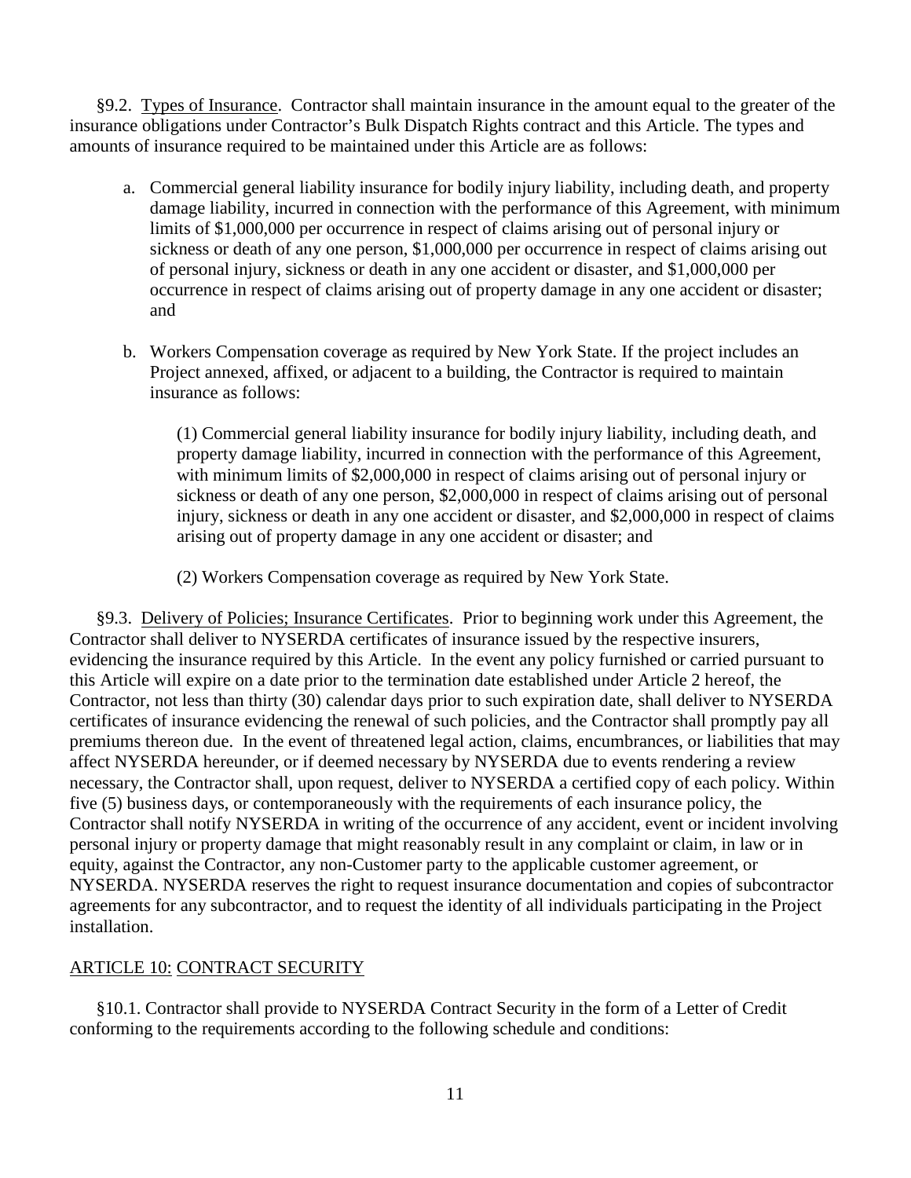§9.2. Types of Insurance. Contractor shall maintain insurance in the amount equal to the greater of the insurance obligations under Contractor's Bulk Dispatch Rights contract and this Article. The types and amounts of insurance required to be maintained under this Article are as follows:

a. Commercial general liability insurance for bodily injury liability, including death, and property damage liability, incurred in connection with the performance of this Agreement, with minimum limits of $1,000,000 per occurrence in respect of claims arising out of personal injury or sickness or death of any one person, $1,000,000 per occurrence in respect of claims arising out of personal injury, sickness or death in any one accident or disaster, and $1,000,000 per occurrence in respect of claims arising out of property damage in any one accident or disaster; and

b. Workers Compensation coverage as required by New York State. If the project includes an Project annexed, affixed, or adjacent to a building, the Contractor is required to maintain insurance as follows:

   (1) Commercial general liability insurance for bodily injury liability, including death, and property damage liability, incurred in connection with the performance of this Agreement, with minimum limits of $2,000,000 in respect of claims arising out of personal injury or sickness or death of any one person, $2,000,000 in respect of claims arising out of personal injury, sickness or death in any one accident or disaster, and $2,000,000 in respect of claims arising out of property damage in any one accident or disaster; and

   (2) Workers Compensation coverage as required by New York State.

§9.3. Delivery of Policies; Insurance Certificates. Prior to beginning work under this Agreement, the Contractor shall deliver to NYSERDA certificates of insurance issued by the respective insurers, evidencing the insurance required by this Article. In the event any policy furnished or carried pursuant to this Article will expire on a date prior to the termination date established under Article 2 hereof, the Contractor, not less than thirty (30) calendar days prior to such expiration date, shall deliver to NYSERDA certificates of insurance evidencing the renewal of such policies, and the Contractor shall promptly pay all premiums thereon due. In the event of threatened legal action, claims, encumbrances, or liabilities that may affect NYSERDA hereunder, or if deemed necessary by NYSERDA due to events rendering a review necessary, the Contractor shall, upon request, deliver to NYSERDA a certified copy of each policy. Within five (5) business days, or contemporaneously with the requirements of each insurance policy, the Contractor shall notify NYSERDA in writing of the occurrence of any accident, event or incident involving personal injury or property damage that might reasonably result in any complaint or claim, in law or in equity, against the Contractor, any non-Customer party to the applicable customer agreement, or NYSERDA. NYSERDA reserves the right to request insurance documentation and copies of subcontractor agreements for any subcontractor, and to request the identity of all individuals participating in the Project installation.

## ARTICLE 10: CONTRACT SECURITY

§10.1. Contractor shall provide to NYSERDA Contract Security in the form of a Letter of Credit conforming to the requirements according to the following schedule and conditions: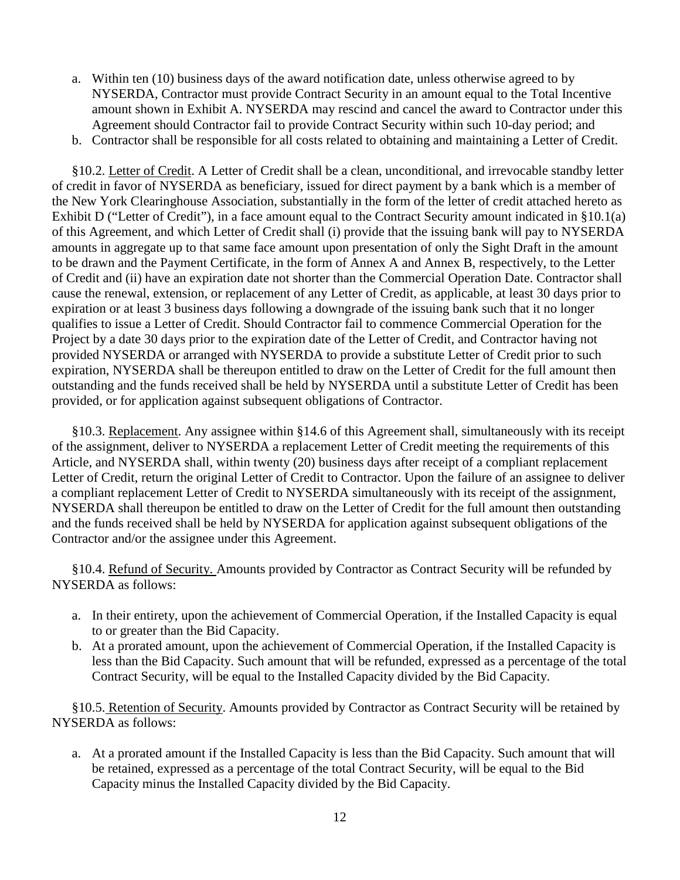a. Within ten (10) business days of the award notification date, unless otherwise agreed to by NYSERDA, Contractor must provide Contract Security in an amount equal to the Total Incentive amount shown in Exhibit A. NYSERDA may rescind and cancel the award to Contractor under this Agreement should Contractor fail to provide Contract Security within such 10-day period; and
b. Contractor shall be responsible for all costs related to obtaining and maintaining a Letter of Credit.

§10.2. Letter of Credit. A Letter of Credit shall be a clean, unconditional, and irrevocable standby letter of credit in favor of NYSERDA as beneficiary, issued for direct payment by a bank which is a member of the New York Clearinghouse Association, substantially in the form of the letter of credit attached hereto as Exhibit D ("Letter of Credit"), in a face amount equal to the Contract Security amount indicated in §10.1(a) of this Agreement, and which Letter of Credit shall (i) provide that the issuing bank will pay to NYSERDA amounts in aggregate up to that same face amount upon presentation of only the Sight Draft in the amount to be drawn and the Payment Certificate, in the form of Annex A and Annex B, respectively, to the Letter of Credit and (ii) have an expiration date not shorter than the Commercial Operation Date. Contractor shall cause the renewal, extension, or replacement of any Letter of Credit, as applicable, at least 30 days prior to expiration or at least 3 business days following a downgrade of the issuing bank such that it no longer qualifies to issue a Letter of Credit. Should Contractor fail to commence Commercial Operation for the Project by a date 30 days prior to the expiration date of the Letter of Credit, and Contractor having not provided NYSERDA or arranged with NYSERDA to provide a substitute Letter of Credit prior to such expiration, NYSERDA shall be thereupon entitled to draw on the Letter of Credit for the full amount then outstanding and the funds received shall be held by NYSERDA until a substitute Letter of Credit has been provided, or for application against subsequent obligations of Contractor.

§10.3. Replacement. Any assignee within §14.6 of this Agreement shall, simultaneously with its receipt of the assignment, deliver to NYSERDA a replacement Letter of Credit meeting the requirements of this Article, and NYSERDA shall, within twenty (20) business days after receipt of a compliant replacement Letter of Credit, return the original Letter of Credit to Contractor. Upon the failure of an assignee to deliver a compliant replacement Letter of Credit to NYSERDA simultaneously with its receipt of the assignment, NYSERDA shall thereupon be entitled to draw on the Letter of Credit for the full amount then outstanding and the funds received shall be held by NYSERDA for application against subsequent obligations of the Contractor and/or the assignee under this Agreement.

§10.4. Refund of Security. Amounts provided by Contractor as Contract Security will be refunded by NYSERDA as follows:

a. In their entirety, upon the achievement of Commercial Operation, if the Installed Capacity is equal to or greater than the Bid Capacity.
b. At a prorated amount, upon the achievement of Commercial Operation, if the Installed Capacity is less than the Bid Capacity. Such amount that will be refunded, expressed as a percentage of the total Contract Security, will be equal to the Installed Capacity divided by the Bid Capacity.

§10.5. Retention of Security. Amounts provided by Contractor as Contract Security will be retained by NYSERDA as follows:

a. At a prorated amount if the Installed Capacity is less than the Bid Capacity. Such amount that will be retained, expressed as a percentage of the total Contract Security, will be equal to the Bid Capacity minus the Installed Capacity divided by the Bid Capacity.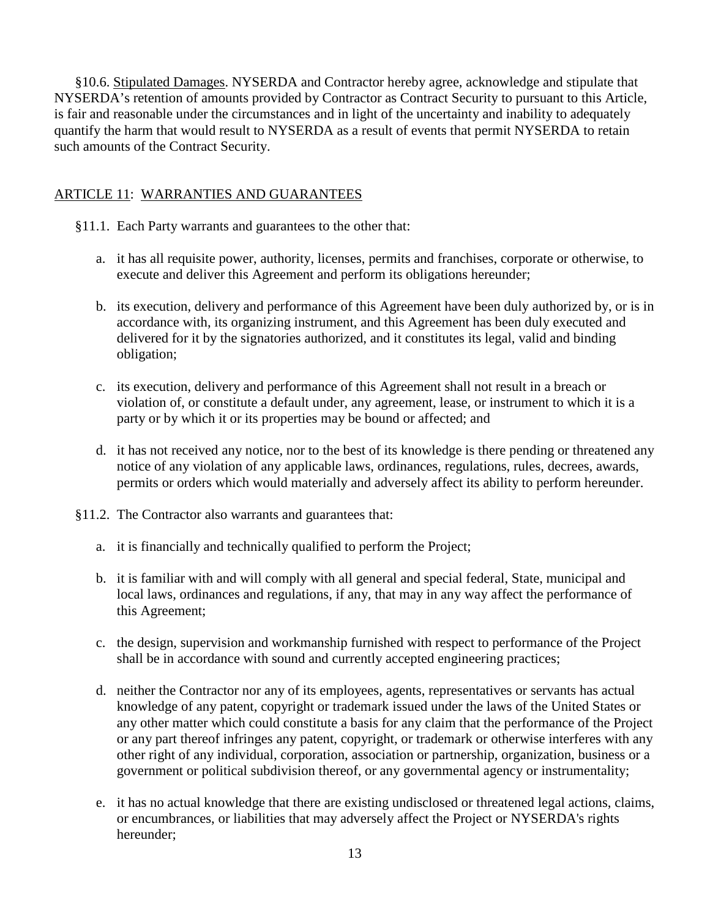§10.6. Stipulated Damages. NYSERDA and Contractor hereby agree, acknowledge and stipulate that NYSERDA's retention of amounts provided by Contractor as Contract Security to pursuant to this Article, is fair and reasonable under the circumstances and in light of the uncertainty and inability to adequately quantify the harm that would result to NYSERDA as a result of events that permit NYSERDA to retain such amounts of the Contract Security.

## ARTICLE 11: WARRANTIES AND GUARANTEES

§11.1. Each Party warrants and guarantees to the other that:

a. it has all requisite power, authority, licenses, permits and franchises, corporate or otherwise, to execute and deliver this Agreement and perform its obligations hereunder;

b. its execution, delivery and performance of this Agreement have been duly authorized by, or is in accordance with, its organizing instrument, and this Agreement has been duly executed and delivered for it by the signatories authorized, and it constitutes its legal, valid and binding obligation;

c. its execution, delivery and performance of this Agreement shall not result in a breach or violation of, or constitute a default under, any agreement, lease, or instrument to which it is a party or by which it or its properties may be bound or affected; and

d. it has not received any notice, nor to the best of its knowledge is there pending or threatened any notice of any violation of any applicable laws, ordinances, regulations, rules, decrees, awards, permits or orders which would materially and adversely affect its ability to perform hereunder.

§11.2. The Contractor also warrants and guarantees that:

a. it is financially and technically qualified to perform the Project;

b. it is familiar with and will comply with all general and special federal, State, municipal and local laws, ordinances and regulations, if any, that may in any way affect the performance of this Agreement;

c. the design, supervision and workmanship furnished with respect to performance of the Project shall be in accordance with sound and currently accepted engineering practices;

d. neither the Contractor nor any of its employees, agents, representatives or servants has actual knowledge of any patent, copyright or trademark issued under the laws of the United States or any other matter which could constitute a basis for any claim that the performance of the Project or any part thereof infringes any patent, copyright, or trademark or otherwise interferes with any other right of any individual, corporation, association or partnership, organization, business or a government or political subdivision thereof, or any governmental agency or instrumentality;

e. it has no actual knowledge that there are existing undisclosed or threatened legal actions, claims, or encumbrances, or liabilities that may adversely affect the Project or NYSERDA's rights hereunder;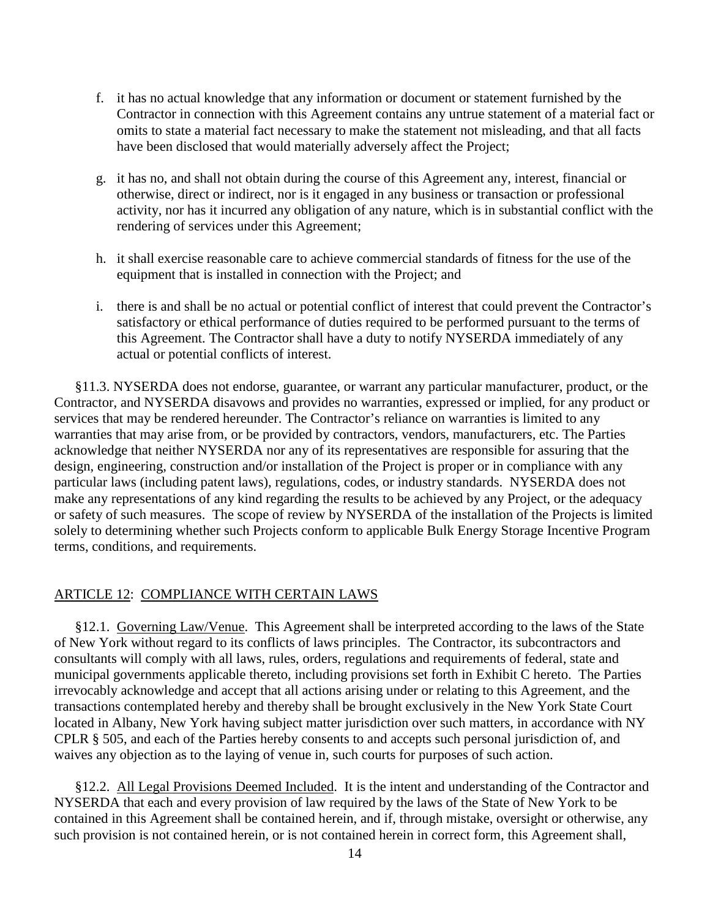f. it has no actual knowledge that any information or document or statement furnished by the Contractor in connection with this Agreement contains any untrue statement of a material fact or omits to state a material fact necessary to make the statement not misleading, and that all facts have been disclosed that would materially adversely affect the Project;

g. it has no, and shall not obtain during the course of this Agreement any, interest, financial or otherwise, direct or indirect, nor is it engaged in any business or transaction or professional activity, nor has it incurred any obligation of any nature, which is in substantial conflict with the rendering of services under this Agreement;

h. it shall exercise reasonable care to achieve commercial standards of fitness for the use of the equipment that is installed in connection with the Project; and

i. there is and shall be no actual or potential conflict of interest that could prevent the Contractor's satisfactory or ethical performance of duties required to be performed pursuant to the terms of this Agreement. The Contractor shall have a duty to notify NYSERDA immediately of any actual or potential conflicts of interest.

§11.3. NYSERDA does not endorse, guarantee, or warrant any particular manufacturer, product, or the Contractor, and NYSERDA disavows and provides no warranties, expressed or implied, for any product or services that may be rendered hereunder. The Contractor's reliance on warranties is limited to any warranties that may arise from, or be provided by contractors, vendors, manufacturers, etc. The Parties acknowledge that neither NYSERDA nor any of its representatives are responsible for assuring that the design, engineering, construction and/or installation of the Project is proper or in compliance with any particular laws (including patent laws), regulations, codes, or industry standards. NYSERDA does not make any representations of any kind regarding the results to be achieved by any Project, or the adequacy or safety of such measures. The scope of review by NYSERDA of the installation of the Projects is limited solely to determining whether such Projects conform to applicable Bulk Energy Storage Incentive Program terms, conditions, and requirements.

## ARTICLE 12: COMPLIANCE WITH CERTAIN LAWS

§12.1. Governing Law/Venue. This Agreement shall be interpreted according to the laws of the State of New York without regard to its conflicts of laws principles. The Contractor, its subcontractors and consultants will comply with all laws, rules, orders, regulations and requirements of federal, state and municipal governments applicable thereto, including provisions set forth in Exhibit C hereto. The Parties irrevocably acknowledge and accept that all actions arising under or relating to this Agreement, and the transactions contemplated hereby and thereby shall be brought exclusively in the New York State Court located in Albany, New York having subject matter jurisdiction over such matters, in accordance with NY CPLR § 505, and each of the Parties hereby consents to and accepts such personal jurisdiction of, and waives any objection as to the laying of venue in, such courts for purposes of such action.

§12.2. All Legal Provisions Deemed Included. It is the intent and understanding of the Contractor and NYSERDA that each and every provision of law required by the laws of the State of New York to be contained in this Agreement shall be contained herein, and if, through mistake, oversight or otherwise, any such provision is not contained herein, or is not contained herein in correct form, this Agreement shall,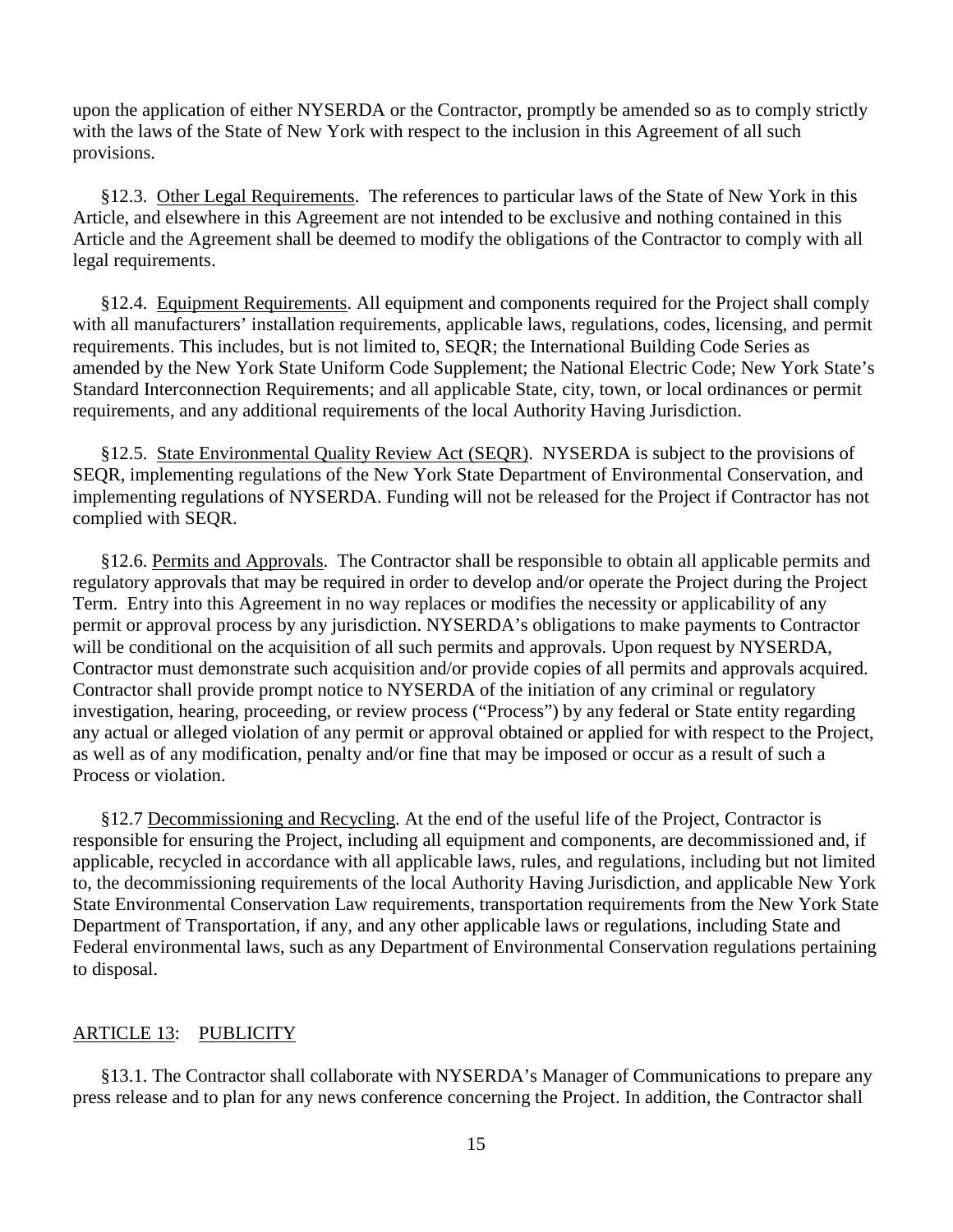upon the application of either NYSERDA or the Contractor, promptly be amended so as to comply strictly with the laws of the State of New York with respect to the inclusion in this Agreement of all such provisions.

§12.3. Other Legal Requirements. The references to particular laws of the State of New York in this Article, and elsewhere in this Agreement are not intended to be exclusive and nothing contained in this Article and the Agreement shall be deemed to modify the obligations of the Contractor to comply with all legal requirements.

§12.4. Equipment Requirements. All equipment and components required for the Project shall comply with all manufacturers' installation requirements, applicable laws, regulations, codes, licensing, and permit requirements. This includes, but is not limited to, SEQR; the International Building Code Series as amended by the New York State Uniform Code Supplement; the National Electric Code; New York State's Standard Interconnection Requirements; and all applicable State, city, town, or local ordinances or permit requirements, and any additional requirements of the local Authority Having Jurisdiction.

§12.5. State Environmental Quality Review Act (SEQR). NYSERDA is subject to the provisions of SEQR, implementing regulations of the New York State Department of Environmental Conservation, and implementing regulations of NYSERDA. Funding will not be released for the Project if Contractor has not complied with SEQR.

§12.6. Permits and Approvals. The Contractor shall be responsible to obtain all applicable permits and regulatory approvals that may be required in order to develop and/or operate the Project during the Project Term. Entry into this Agreement in no way replaces or modifies the necessity or applicability of any permit or approval process by any jurisdiction. NYSERDA's obligations to make payments to Contractor will be conditional on the acquisition of all such permits and approvals. Upon request by NYSERDA, Contractor must demonstrate such acquisition and/or provide copies of all permits and approvals acquired. Contractor shall provide prompt notice to NYSERDA of the initiation of any criminal or regulatory investigation, hearing, proceeding, or review process ("Process") by any federal or State entity regarding any actual or alleged violation of any permit or approval obtained or applied for with respect to the Project, as well as of any modification, penalty and/or fine that may be imposed or occur as a result of such a Process or violation.

§12.7 Decommissioning and Recycling. At the end of the useful life of the Project, Contractor is responsible for ensuring the Project, including all equipment and components, are decommissioned and, if applicable, recycled in accordance with all applicable laws, rules, and regulations, including but not limited to, the decommissioning requirements of the local Authority Having Jurisdiction, and applicable New York State Environmental Conservation Law requirements, transportation requirements from the New York State Department of Transportation, if any, and any other applicable laws or regulations, including State and Federal environmental laws, such as any Department of Environmental Conservation regulations pertaining to disposal.

## ARTICLE 13: PUBLICITY

§13.1. The Contractor shall collaborate with NYSERDA's Manager of Communications to prepare any press release and to plan for any news conference concerning the Project. In addition, the Contractor shall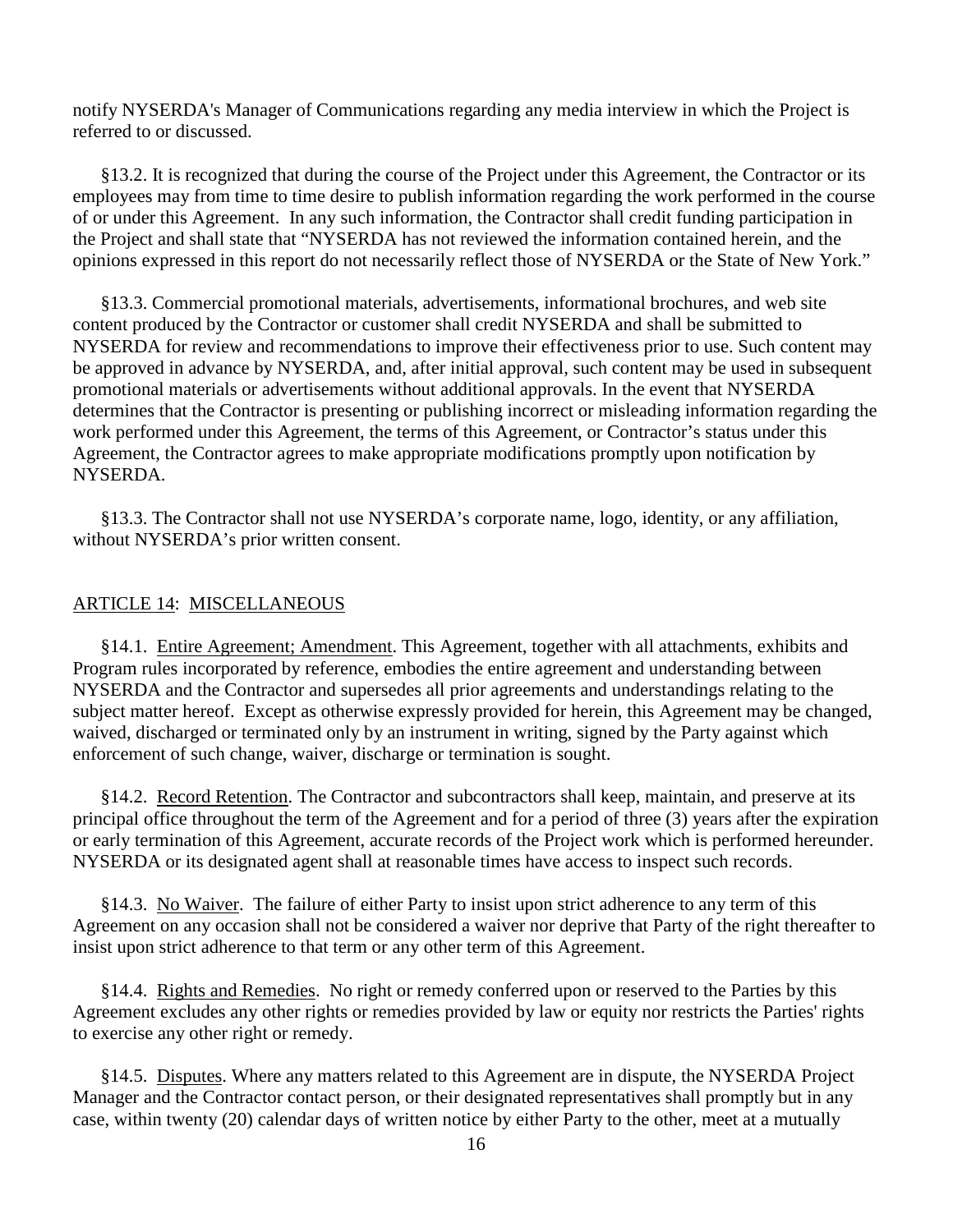notify NYSERDA's Manager of Communications regarding any media interview in which the Project is referred to or discussed.

§13.2. It is recognized that during the course of the Project under this Agreement, the Contractor or its employees may from time to time desire to publish information regarding the work performed in the course of or under this Agreement. In any such information, the Contractor shall credit funding participation in the Project and shall state that "NYSERDA has not reviewed the information contained herein, and the opinions expressed in this report do not necessarily reflect those of NYSERDA or the State of New York."

§13.3. Commercial promotional materials, advertisements, informational brochures, and web site content produced by the Contractor or customer shall credit NYSERDA and shall be submitted to NYSERDA for review and recommendations to improve their effectiveness prior to use. Such content may be approved in advance by NYSERDA, and, after initial approval, such content may be used in subsequent promotional materials or advertisements without additional approvals. In the event that NYSERDA determines that the Contractor is presenting or publishing incorrect or misleading information regarding the work performed under this Agreement, the terms of this Agreement, or Contractor's status under this Agreement, the Contractor agrees to make appropriate modifications promptly upon notification by NYSERDA.

§13.3. The Contractor shall not use NYSERDA's corporate name, logo, identity, or any affiliation, without NYSERDA's prior written consent.

## ARTICLE 14: MISCELLANEOUS

§14.1. Entire Agreement; Amendment. This Agreement, together with all attachments, exhibits and Program rules incorporated by reference, embodies the entire agreement and understanding between NYSERDA and the Contractor and supersedes all prior agreements and understandings relating to the subject matter hereof. Except as otherwise expressly provided for herein, this Agreement may be changed, waived, discharged or terminated only by an instrument in writing, signed by the Party against which enforcement of such change, waiver, discharge or termination is sought.

§14.2. Record Retention. The Contractor and subcontractors shall keep, maintain, and preserve at its principal office throughout the term of the Agreement and for a period of three (3) years after the expiration or early termination of this Agreement, accurate records of the Project work which is performed hereunder. NYSERDA or its designated agent shall at reasonable times have access to inspect such records.

§14.3. No Waiver. The failure of either Party to insist upon strict adherence to any term of this Agreement on any occasion shall not be considered a waiver nor deprive that Party of the right thereafter to insist upon strict adherence to that term or any other term of this Agreement.

§14.4. Rights and Remedies. No right or remedy conferred upon or reserved to the Parties by this Agreement excludes any other rights or remedies provided by law or equity nor restricts the Parties' rights to exercise any other right or remedy.

§14.5. Disputes. Where any matters related to this Agreement are in dispute, the NYSERDA Project Manager and the Contractor contact person, or their designated representatives shall promptly but in any case, within twenty (20) calendar days of written notice by either Party to the other, meet at a mutually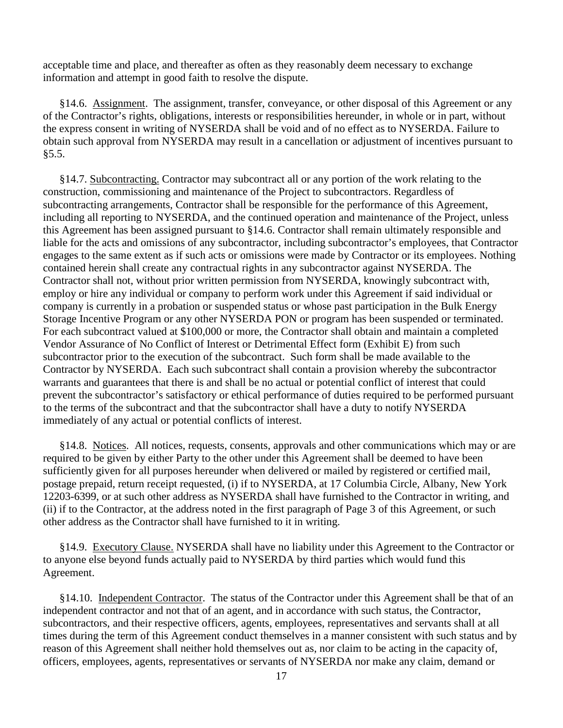acceptable time and place, and thereafter as often as they reasonably deem necessary to exchange information and attempt in good faith to resolve the dispute.

§14.6. Assignment. The assignment, transfer, conveyance, or other disposal of this Agreement or any of the Contractor's rights, obligations, interests or responsibilities hereunder, in whole or in part, without the express consent in writing of NYSERDA shall be void and of no effect as to NYSERDA. Failure to obtain such approval from NYSERDA may result in a cancellation or adjustment of incentives pursuant to §5.5.

§14.7. Subcontracting. Contractor may subcontract all or any portion of the work relating to the construction, commissioning and maintenance of the Project to subcontractors. Regardless of subcontracting arrangements, Contractor shall be responsible for the performance of this Agreement, including all reporting to NYSERDA, and the continued operation and maintenance of the Project, unless this Agreement has been assigned pursuant to §14.6. Contractor shall remain ultimately responsible and liable for the acts and omissions of any subcontractor, including subcontractor's employees, that Contractor engages to the same extent as if such acts or omissions were made by Contractor or its employees. Nothing contained herein shall create any contractual rights in any subcontractor against NYSERDA. The Contractor shall not, without prior written permission from NYSERDA, knowingly subcontract with, employ or hire any individual or company to perform work under this Agreement if said individual or company is currently in a probation or suspended status or whose past participation in the Bulk Energy Storage Incentive Program or any other NYSERDA PON or program has been suspended or terminated. For each subcontract valued at $100,000 or more, the Contractor shall obtain and maintain a completed Vendor Assurance of No Conflict of Interest or Detrimental Effect form (Exhibit E) from such subcontractor prior to the execution of the subcontract. Such form shall be made available to the Contractor by NYSERDA. Each such subcontract shall contain a provision whereby the subcontractor warrants and guarantees that there is and shall be no actual or potential conflict of interest that could prevent the subcontractor's satisfactory or ethical performance of duties required to be performed pursuant to the terms of the subcontract and that the subcontractor shall have a duty to notify NYSERDA immediately of any actual or potential conflicts of interest.

§14.8. Notices. All notices, requests, consents, approvals and other communications which may or are required to be given by either Party to the other under this Agreement shall be deemed to have been sufficiently given for all purposes hereunder when delivered or mailed by registered or certified mail, postage prepaid, return receipt requested, (i) if to NYSERDA, at 17 Columbia Circle, Albany, New York 12203-6399, or at such other address as NYSERDA shall have furnished to the Contractor in writing, and (ii) if to the Contractor, at the address noted in the first paragraph of Page 3 of this Agreement, or such other address as the Contractor shall have furnished to it in writing.

§14.9. Executory Clause. NYSERDA shall have no liability under this Agreement to the Contractor or to anyone else beyond funds actually paid to NYSERDA by third parties which would fund this Agreement.

§14.10. Independent Contractor. The status of the Contractor under this Agreement shall be that of an independent contractor and not that of an agent, and in accordance with such status, the Contractor, subcontractors, and their respective officers, agents, employees, representatives and servants shall at all times during the term of this Agreement conduct themselves in a manner consistent with such status and by reason of this Agreement shall neither hold themselves out as, nor claim to be acting in the capacity of, officers, employees, agents, representatives or servants of NYSERDA nor make any claim, demand or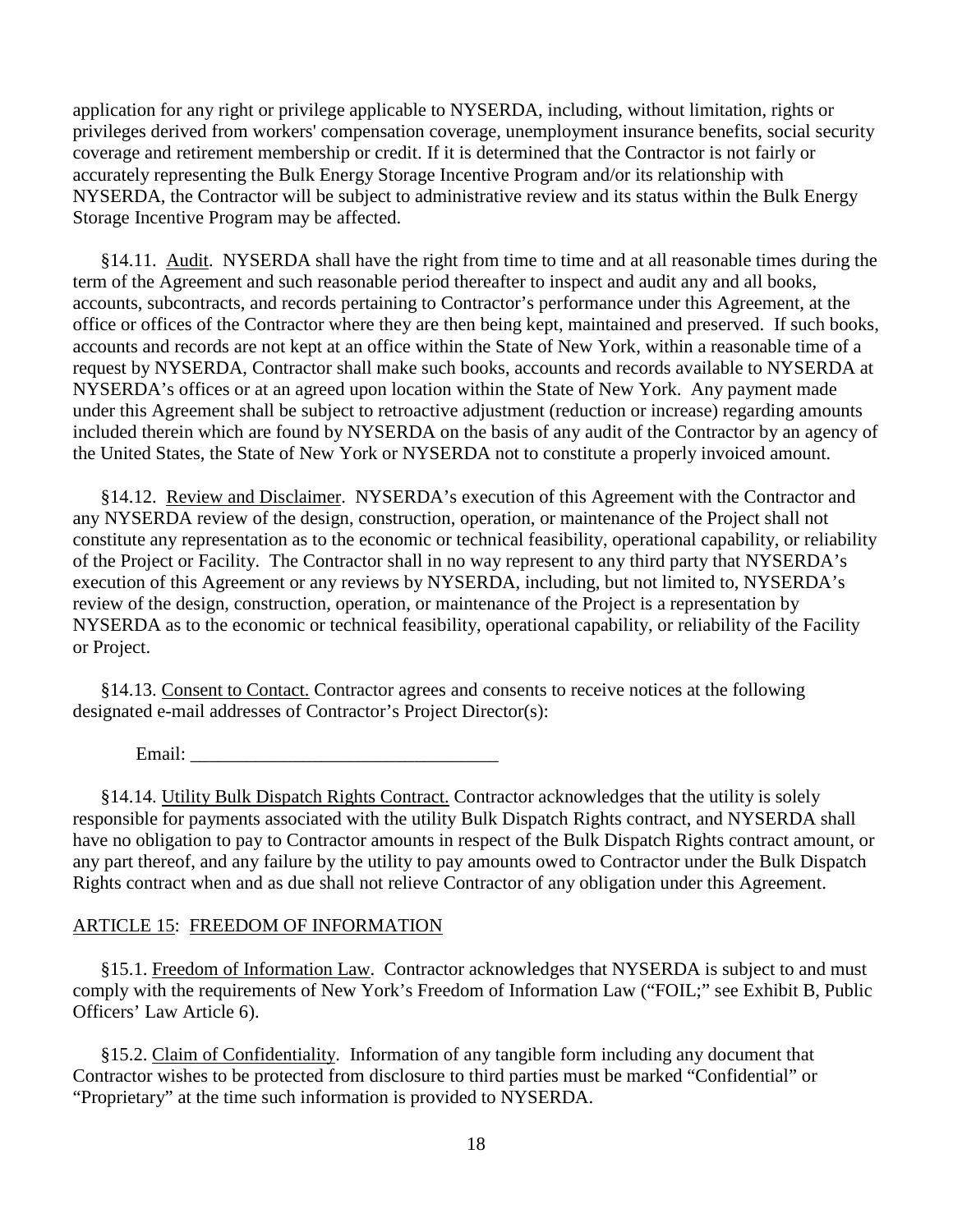application for any right or privilege applicable to NYSERDA, including, without limitation, rights or privileges derived from workers' compensation coverage, unemployment insurance benefits, social security coverage and retirement membership or credit. If it is determined that the Contractor is not fairly or accurately representing the Bulk Energy Storage Incentive Program and/or its relationship with NYSERDA, the Contractor will be subject to administrative review and its status within the Bulk Energy Storage Incentive Program may be affected.

§14.11. Audit. NYSERDA shall have the right from time to time and at all reasonable times during the term of the Agreement and such reasonable period thereafter to inspect and audit any and all books, accounts, subcontracts, and records pertaining to Contractor's performance under this Agreement, at the office or offices of the Contractor where they are then being kept, maintained and preserved. If such books, accounts and records are not kept at an office within the State of New York, within a reasonable time of a request by NYSERDA, Contractor shall make such books, accounts and records available to NYSERDA at NYSERDA's offices or at an agreed upon location within the State of New York. Any payment made under this Agreement shall be subject to retroactive adjustment (reduction or increase) regarding amounts included therein which are found by NYSERDA on the basis of any audit of the Contractor by an agency of the United States, the State of New York or NYSERDA not to constitute a properly invoiced amount.

§14.12. Review and Disclaimer. NYSERDA's execution of this Agreement with the Contractor and any NYSERDA review of the design, construction, operation, or maintenance of the Project shall not constitute any representation as to the economic or technical feasibility, operational capability, or reliability of the Project or Facility. The Contractor shall in no way represent to any third party that NYSERDA's execution of this Agreement or any reviews by NYSERDA, including, but not limited to, NYSERDA's review of the design, construction, operation, or maintenance of the Project is a representation by NYSERDA as to the economic or technical feasibility, operational capability, or reliability of the Facility or Project.

§14.13. Consent to Contact. Contractor agrees and consents to receive notices at the following designated e-mail addresses of Contractor's Project Director(s):

Email: _________________________________

§14.14. Utility Bulk Dispatch Rights Contract. Contractor acknowledges that the utility is solely responsible for payments associated with the utility Bulk Dispatch Rights contract, and NYSERDA shall have no obligation to pay to Contractor amounts in respect of the Bulk Dispatch Rights contract amount, or any part thereof, and any failure by the utility to pay amounts owed to Contractor under the Bulk Dispatch Rights contract when and as due shall not relieve Contractor of any obligation under this Agreement.

## ARTICLE 15: FREEDOM OF INFORMATION

§15.1. Freedom of Information Law. Contractor acknowledges that NYSERDA is subject to and must comply with the requirements of New York's Freedom of Information Law ("FOIL;" see Exhibit B, Public Officers' Law Article 6).

§15.2. Claim of Confidentiality. Information of any tangible form including any document that Contractor wishes to be protected from disclosure to third parties must be marked "Confidential" or "Proprietary" at the time such information is provided to NYSERDA.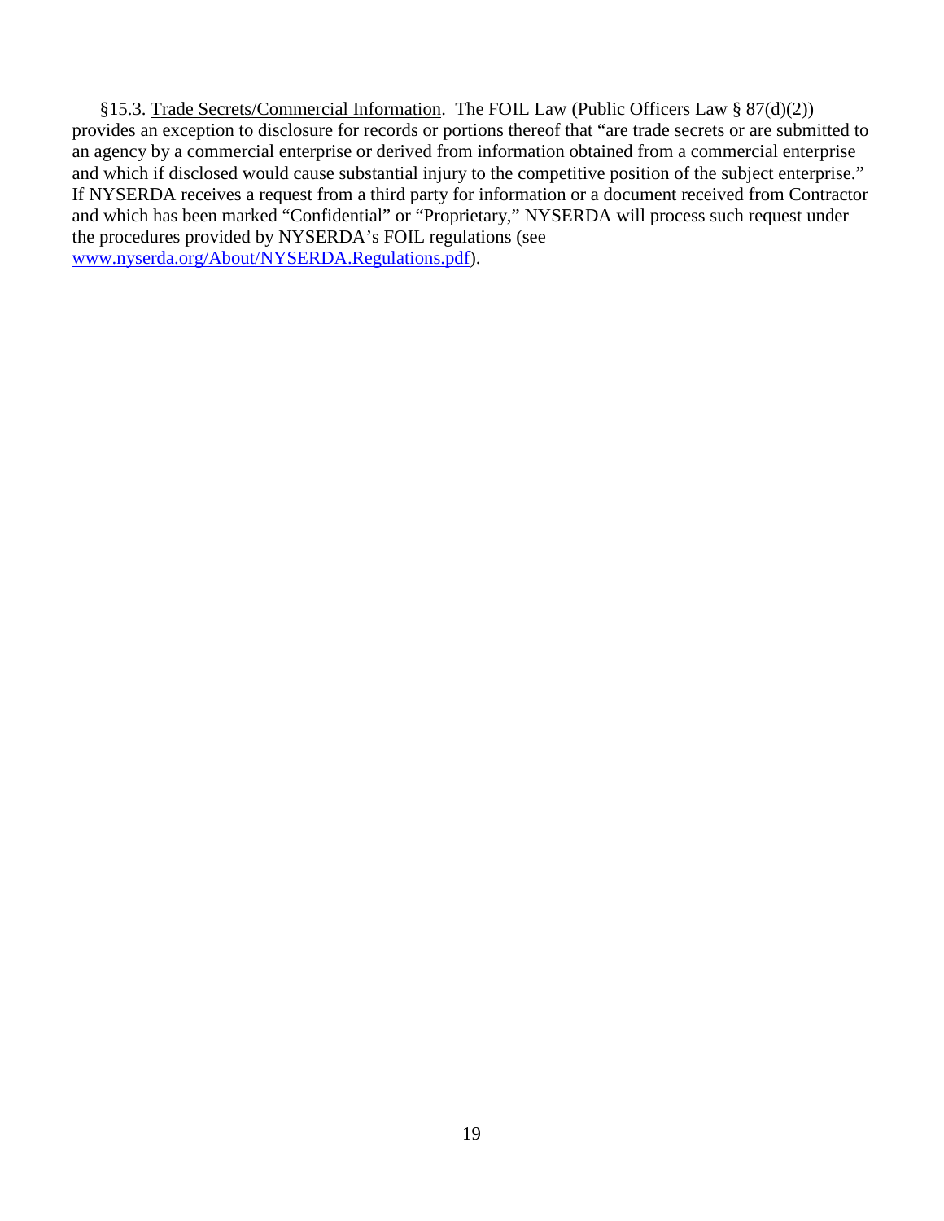§15.3. Trade Secrets/Commercial Information. The FOIL Law (Public Officers Law § 87(d)(2)) provides an exception to disclosure for records or portions thereof that "are trade secrets or are submitted to an agency by a commercial enterprise or derived from information obtained from a commercial enterprise and which if disclosed would cause substantial injury to the competitive position of the subject enterprise." If NYSERDA receives a request from a third party for information or a document received from Contractor and which has been marked "Confidential" or "Proprietary," NYSERDA will process such request under the procedures provided by NYSERDA's FOIL regulations (see www.nyserda.org/About/NYSERDA.Regulations.pdf).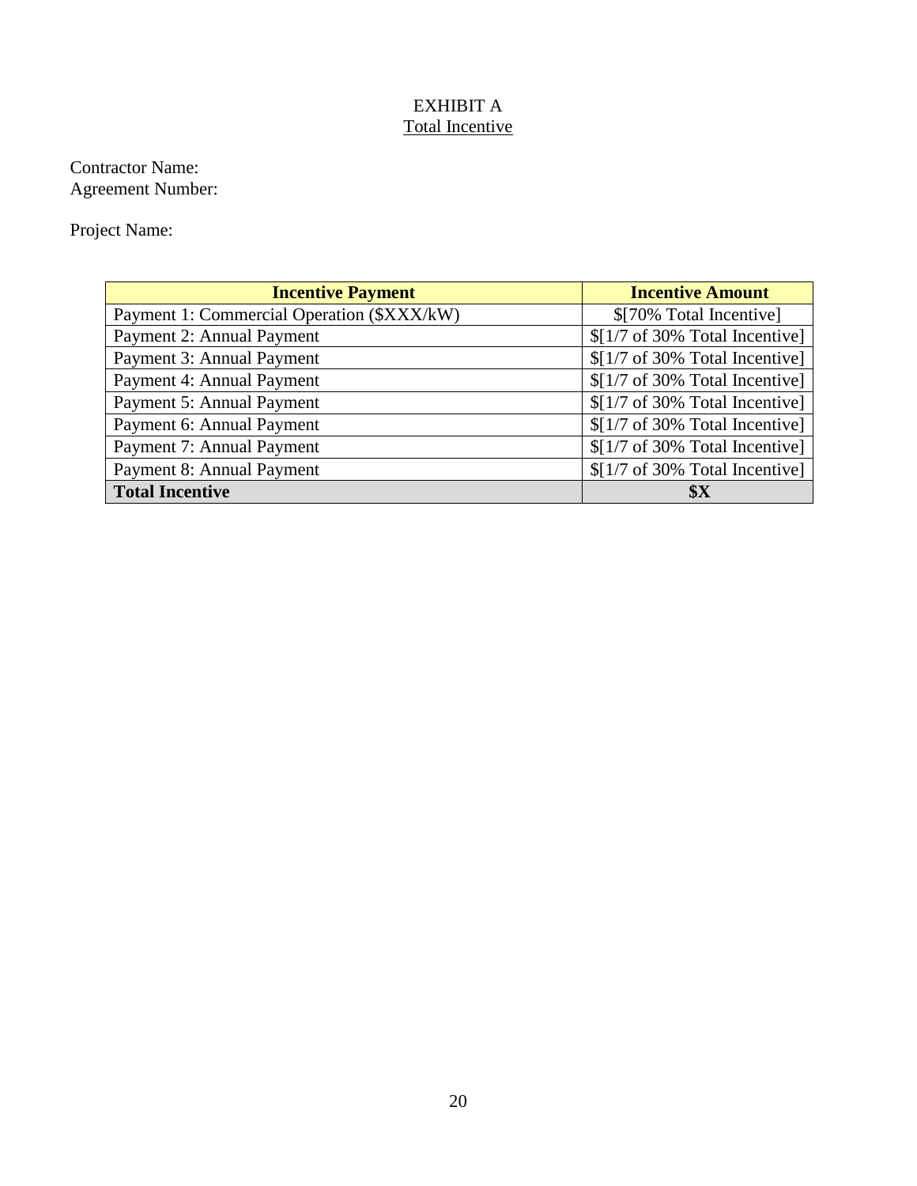# EXHIBIT A
## Total Incentive

Contractor Name:
Agreement Number:

Project Name:

| Incentive Payment | Incentive Amount |
| --- | --- |
| Payment 1: Commercial Operation ($XXX/kW) | $[70% Total Incentive] |
| Payment 2: Annual Payment | $[1/7 of 30% Total Incentive] |
| Payment 3: Annual Payment | $[1/7 of 30% Total Incentive] |
| Payment 4: Annual Payment | $[1/7 of 30% Total Incentive] |
| Payment 5: Annual Payment | $[1/7 of 30% Total Incentive] |
| Payment 6: Annual Payment | $[1/7 of 30% Total Incentive] |
| Payment 7: Annual Payment | $[1/7 of 30% Total Incentive] |
| Payment 8: Annual Payment | $[1/7 of 30% Total Incentive] |
| **Total Incentive** | **$X** |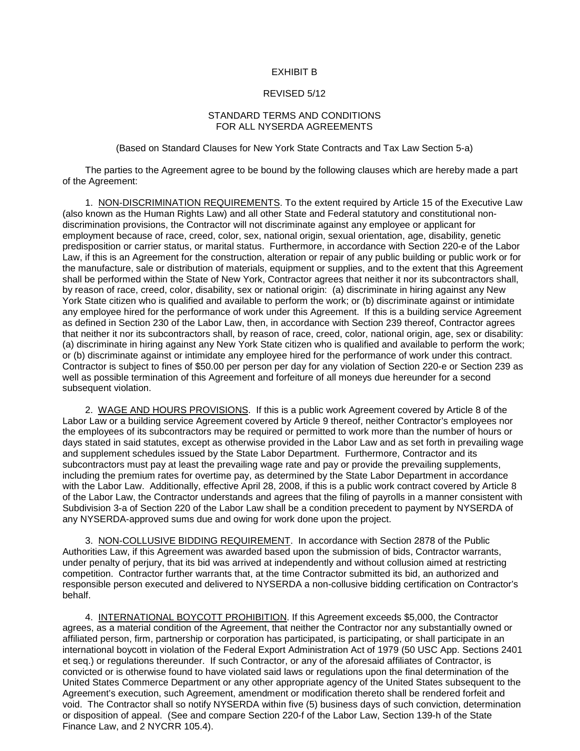EXHIBIT B

REVISED 5/12

STANDARD TERMS AND CONDITIONS
FOR ALL NYSERDA AGREEMENTS

(Based on Standard Clauses for New York State Contracts and Tax Law Section 5-a)

The parties to the Agreement agree to be bound by the following clauses which are hereby made a part of the Agreement:

1. <u>NON-DISCRIMINATION REQUIREMENTS</u>. To the extent required by Article 15 of the Executive Law (also known as the Human Rights Law) and all other State and Federal statutory and constitutional non-discrimination provisions, the Contractor will not discriminate against any employee or applicant for employment because of race, creed, color, sex, national origin, sexual orientation, age, disability, genetic predisposition or carrier status, or marital status. Furthermore, in accordance with Section 220-e of the Labor Law, if this is an Agreement for the construction, alteration or repair of any public building or public work or for the manufacture, sale or distribution of materials, equipment or supplies, and to the extent that this Agreement shall be performed within the State of New York, Contractor agrees that neither it nor its subcontractors shall, by reason of race, creed, color, disability, sex or national origin: (a) discriminate in hiring against any New York State citizen who is qualified and available to perform the work; or (b) discriminate against or intimidate any employee hired for the performance of work under this Agreement. If this is a building service Agreement as defined in Section 230 of the Labor Law, then, in accordance with Section 239 thereof, Contractor agrees that neither it nor its subcontractors shall, by reason of race, creed, color, national origin, age, sex or disability: (a) discriminate in hiring against any New York State citizen who is qualified and available to perform the work; or (b) discriminate against or intimidate any employee hired for the performance of work under this contract. Contractor is subject to fines of $50.00 per person per day for any violation of Section 220-e or Section 239 as well as possible termination of this Agreement and forfeiture of all moneys due hereunder for a second subsequent violation.

2. <u>WAGE AND HOURS PROVISIONS</u>. If this is a public work Agreement covered by Article 8 of the Labor Law or a building service Agreement covered by Article 9 thereof, neither Contractor's employees nor the employees of its subcontractors may be required or permitted to work more than the number of hours or days stated in said statutes, except as otherwise provided in the Labor Law and as set forth in prevailing wage and supplement schedules issued by the State Labor Department. Furthermore, Contractor and its subcontractors must pay at least the prevailing wage rate and pay or provide the prevailing supplements, including the premium rates for overtime pay, as determined by the State Labor Department in accordance with the Labor Law. Additionally, effective April 28, 2008, if this is a public work contract covered by Article 8 of the Labor Law, the Contractor understands and agrees that the filing of payrolls in a manner consistent with Subdivision 3-a of Section 220 of the Labor Law shall be a condition precedent to payment by NYSERDA of any NYSERDA-approved sums due and owing for work done upon the project.

3. <u>NON-COLLUSIVE BIDDING REQUIREMENT</u>. In accordance with Section 2878 of the Public Authorities Law, if this Agreement was awarded based upon the submission of bids, Contractor warrants, under penalty of perjury, that its bid was arrived at independently and without collusion aimed at restricting competition. Contractor further warrants that, at the time Contractor submitted its bid, an authorized and responsible person executed and delivered to NYSERDA a non-collusive bidding certification on Contractor's behalf.

4. <u>INTERNATIONAL BOYCOTT PROHIBITION</u>. If this Agreement exceeds $5,000, the Contractor agrees, as a material condition of the Agreement, that neither the Contractor nor any substantially owned or affiliated person, firm, partnership or corporation has participated, is participating, or shall participate in an international boycott in violation of the Federal Export Administration Act of 1979 (50 USC App. Sections 2401 et seq.) or regulations thereunder. If such Contractor, or any of the aforesaid affiliates of Contractor, is convicted or is otherwise found to have violated said laws or regulations upon the final determination of the United States Commerce Department or any other appropriate agency of the United States subsequent to the Agreement's execution, such Agreement, amendment or modification thereto shall be rendered forfeit and void. The Contractor shall so notify NYSERDA within five (5) business days of such conviction, determination or disposition of appeal. (See and compare Section 220-f of the Labor Law, Section 139-h of the State Finance Law, and 2 NYCRR 105.4).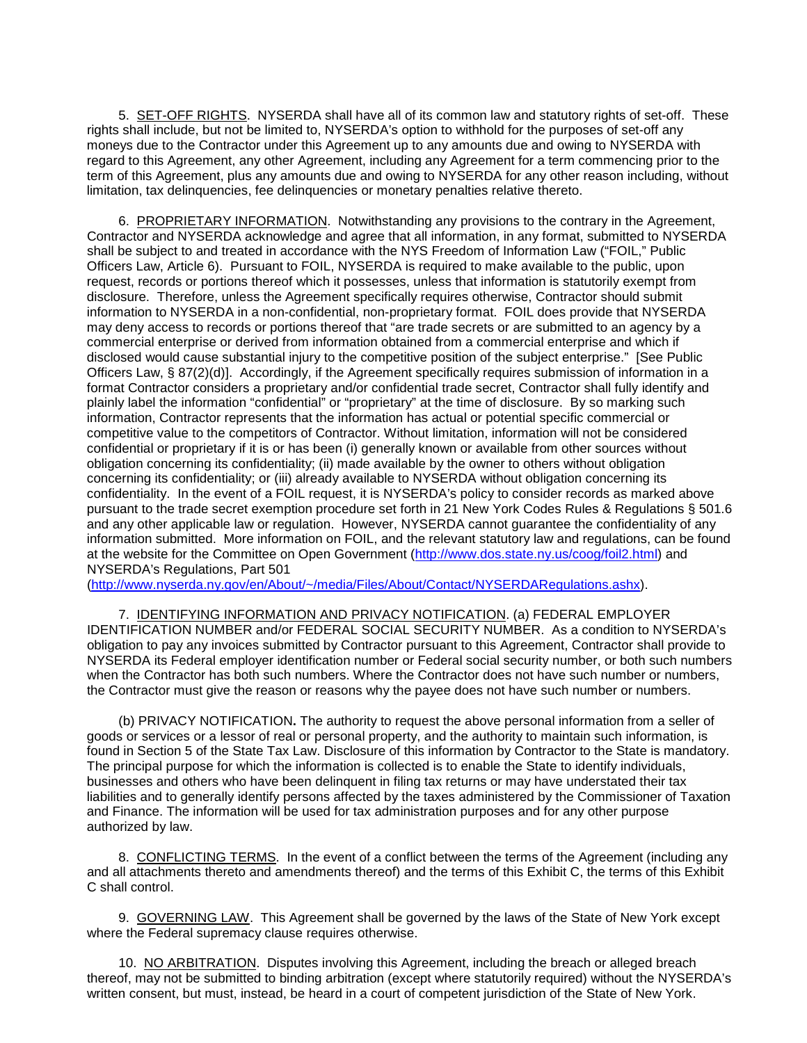5. SET-OFF RIGHTS. NYSERDA shall have all of its common law and statutory rights of set-off. These rights shall include, but not be limited to, NYSERDA's option to withhold for the purposes of set-off any moneys due to the Contractor under this Agreement up to any amounts due and owing to NYSERDA with regard to this Agreement, any other Agreement, including any Agreement for a term commencing prior to the term of this Agreement, plus any amounts due and owing to NYSERDA for any other reason including, without limitation, tax delinquencies, fee delinquencies or monetary penalties relative thereto.

6. PROPRIETARY INFORMATION. Notwithstanding any provisions to the contrary in the Agreement, Contractor and NYSERDA acknowledge and agree that all information, in any format, submitted to NYSERDA shall be subject to and treated in accordance with the NYS Freedom of Information Law ("FOIL," Public Officers Law, Article 6). Pursuant to FOIL, NYSERDA is required to make available to the public, upon request, records or portions thereof which it possesses, unless that information is statutorily exempt from disclosure. Therefore, unless the Agreement specifically requires otherwise, Contractor should submit information to NYSERDA in a non-confidential, non-proprietary format. FOIL does provide that NYSERDA may deny access to records or portions thereof that "are trade secrets or are submitted to an agency by a commercial enterprise or derived from information obtained from a commercial enterprise and which if disclosed would cause substantial injury to the competitive position of the subject enterprise." [See Public Officers Law, § 87(2)(d)]. Accordingly, if the Agreement specifically requires submission of information in a format Contractor considers a proprietary and/or confidential trade secret, Contractor shall fully identify and plainly label the information "confidential" or "proprietary" at the time of disclosure. By so marking such information, Contractor represents that the information has actual or potential specific commercial or competitive value to the competitors of Contractor. Without limitation, information will not be considered confidential or proprietary if it is or has been (i) generally known or available from other sources without obligation concerning its confidentiality; (ii) made available by the owner to others without obligation concerning its confidentiality; or (iii) already available to NYSERDA without obligation concerning its confidentiality. In the event of a FOIL request, it is NYSERDA's policy to consider records as marked above pursuant to the trade secret exemption procedure set forth in 21 New York Codes Rules & Regulations § 501.6 and any other applicable law or regulation. However, NYSERDA cannot guarantee the confidentiality of any information submitted. More information on FOIL, and the relevant statutory law and regulations, can be found at the website for the Committee on Open Government (http://www.dos.state.ny.us/coog/foil2.html) and NYSERDA's Regulations, Part 501 (http://www.nyserda.ny.gov/en/About/~/media/Files/About/Contact/NYSERDARegulations.ashx).

7. IDENTIFYING INFORMATION AND PRIVACY NOTIFICATION. (a) FEDERAL EMPLOYER IDENTIFICATION NUMBER and/or FEDERAL SOCIAL SECURITY NUMBER. As a condition to NYSERDA's obligation to pay any invoices submitted by Contractor pursuant to this Agreement, Contractor shall provide to NYSERDA its Federal employer identification number or Federal social security number, or both such numbers when the Contractor has both such numbers. Where the Contractor does not have such number or numbers, the Contractor must give the reason or reasons why the payee does not have such number or numbers.

(b) PRIVACY NOTIFICATION**.** The authority to request the above personal information from a seller of goods or services or a lessor of real or personal property, and the authority to maintain such information, is found in Section 5 of the State Tax Law. Disclosure of this information by Contractor to the State is mandatory. The principal purpose for which the information is collected is to enable the State to identify individuals, businesses and others who have been delinquent in filing tax returns or may have understated their tax liabilities and to generally identify persons affected by the taxes administered by the Commissioner of Taxation and Finance. The information will be used for tax administration purposes and for any other purpose authorized by law.

8. CONFLICTING TERMS. In the event of a conflict between the terms of the Agreement (including any and all attachments thereto and amendments thereof) and the terms of this Exhibit C, the terms of this Exhibit C shall control.

9. GOVERNING LAW. This Agreement shall be governed by the laws of the State of New York except where the Federal supremacy clause requires otherwise.

10. NO ARBITRATION. Disputes involving this Agreement, including the breach or alleged breach thereof, may not be submitted to binding arbitration (except where statutorily required) without the NYSERDA's written consent, but must, instead, be heard in a court of competent jurisdiction of the State of New York.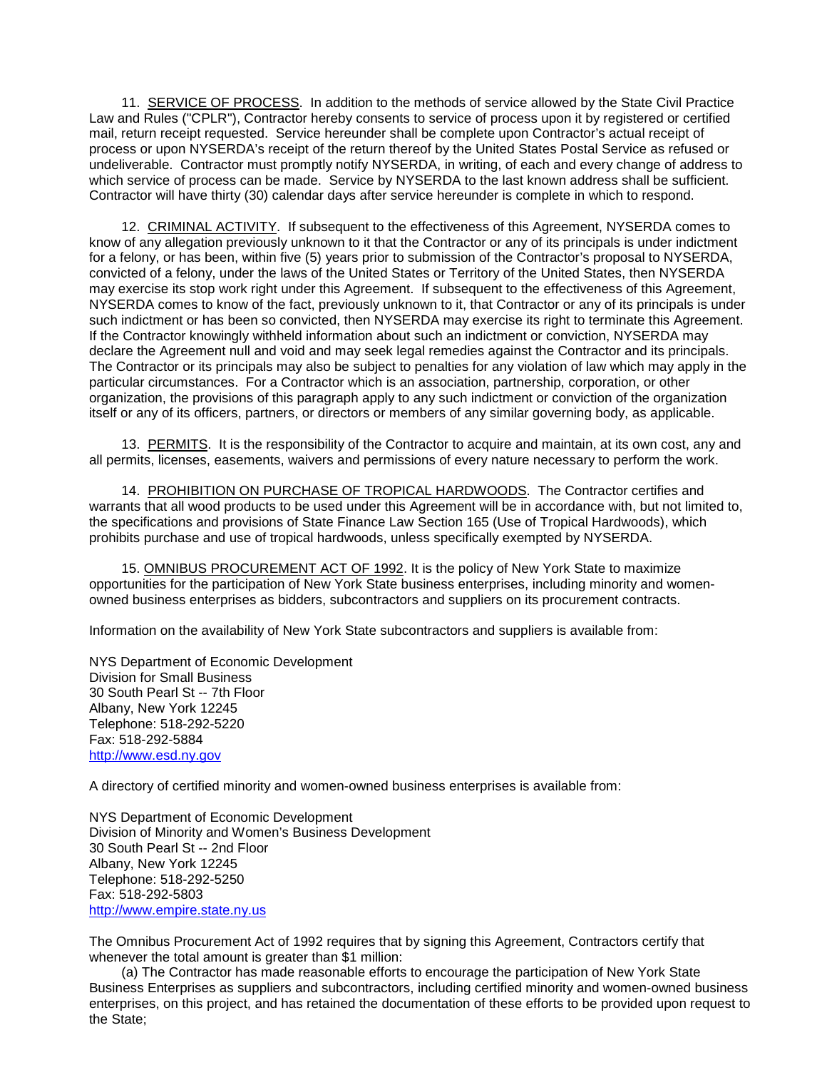11. SERVICE OF PROCESS. In addition to the methods of service allowed by the State Civil Practice Law and Rules ("CPLR"), Contractor hereby consents to service of process upon it by registered or certified mail, return receipt requested. Service hereunder shall be complete upon Contractor's actual receipt of process or upon NYSERDA's receipt of the return thereof by the United States Postal Service as refused or undeliverable. Contractor must promptly notify NYSERDA, in writing, of each and every change of address to which service of process can be made. Service by NYSERDA to the last known address shall be sufficient. Contractor will have thirty (30) calendar days after service hereunder is complete in which to respond.

12. CRIMINAL ACTIVITY. If subsequent to the effectiveness of this Agreement, NYSERDA comes to know of any allegation previously unknown to it that the Contractor or any of its principals is under indictment for a felony, or has been, within five (5) years prior to submission of the Contractor's proposal to NYSERDA, convicted of a felony, under the laws of the United States or Territory of the United States, then NYSERDA may exercise its stop work right under this Agreement. If subsequent to the effectiveness of this Agreement, NYSERDA comes to know of the fact, previously unknown to it, that Contractor or any of its principals is under such indictment or has been so convicted, then NYSERDA may exercise its right to terminate this Agreement. If the Contractor knowingly withheld information about such an indictment or conviction, NYSERDA may declare the Agreement null and void and may seek legal remedies against the Contractor and its principals. The Contractor or its principals may also be subject to penalties for any violation of law which may apply in the particular circumstances. For a Contractor which is an association, partnership, corporation, or other organization, the provisions of this paragraph apply to any such indictment or conviction of the organization itself or any of its officers, partners, or directors or members of any similar governing body, as applicable.

13. PERMITS. It is the responsibility of the Contractor to acquire and maintain, at its own cost, any and all permits, licenses, easements, waivers and permissions of every nature necessary to perform the work.

14. PROHIBITION ON PURCHASE OF TROPICAL HARDWOODS. The Contractor certifies and warrants that all wood products to be used under this Agreement will be in accordance with, but not limited to, the specifications and provisions of State Finance Law Section 165 (Use of Tropical Hardwoods), which prohibits purchase and use of tropical hardwoods, unless specifically exempted by NYSERDA.

15. OMNIBUS PROCUREMENT ACT OF 1992. It is the policy of New York State to maximize opportunities for the participation of New York State business enterprises, including minority and women-owned business enterprises as bidders, subcontractors and suppliers on its procurement contracts.

Information on the availability of New York State subcontractors and suppliers is available from:

NYS Department of Economic Development
Division for Small Business
30 South Pearl St -- 7th Floor
Albany, New York 12245
Telephone: 518-292-5220
Fax: 518-292-5884
http://www.esd.ny.gov

A directory of certified minority and women-owned business enterprises is available from:

NYS Department of Economic Development
Division of Minority and Women's Business Development
30 South Pearl St -- 2nd Floor
Albany, New York 12245
Telephone: 518-292-5250
Fax: 518-292-5803
http://www.empire.state.ny.us

The Omnibus Procurement Act of 1992 requires that by signing this Agreement, Contractors certify that whenever the total amount is greater than $1 million:

(a) The Contractor has made reasonable efforts to encourage the participation of New York State Business Enterprises as suppliers and subcontractors, including certified minority and women-owned business enterprises, on this project, and has retained the documentation of these efforts to be provided upon request to the State;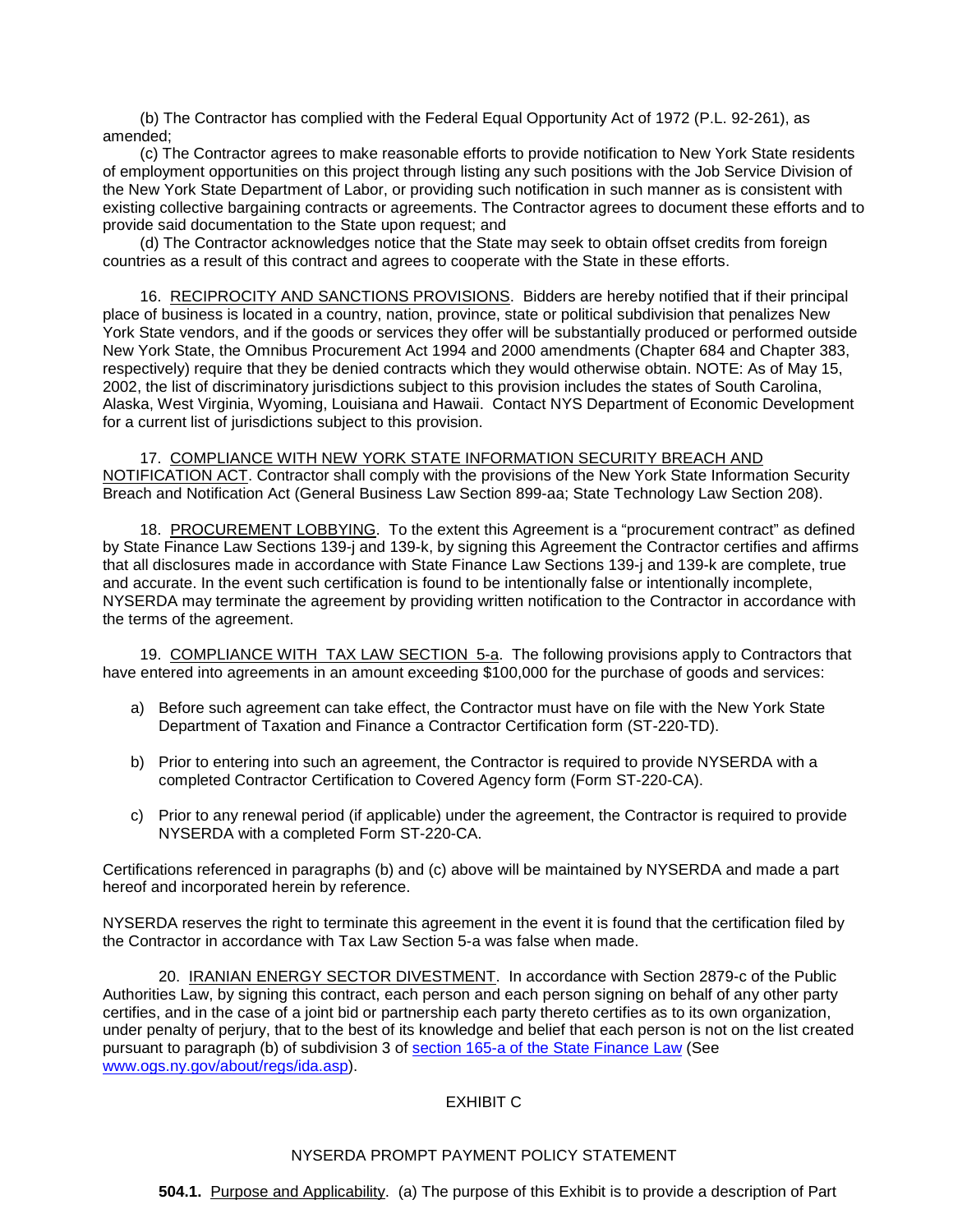(b) The Contractor has complied with the Federal Equal Opportunity Act of 1972 (P.L. 92-261), as amended;

(c) The Contractor agrees to make reasonable efforts to provide notification to New York State residents of employment opportunities on this project through listing any such positions with the Job Service Division of the New York State Department of Labor, or providing such notification in such manner as is consistent with existing collective bargaining contracts or agreements. The Contractor agrees to document these efforts and to provide said documentation to the State upon request; and

(d) The Contractor acknowledges notice that the State may seek to obtain offset credits from foreign countries as a result of this contract and agrees to cooperate with the State in these efforts.

16. RECIPROCITY AND SANCTIONS PROVISIONS. Bidders are hereby notified that if their principal place of business is located in a country, nation, province, state or political subdivision that penalizes New York State vendors, and if the goods or services they offer will be substantially produced or performed outside New York State, the Omnibus Procurement Act 1994 and 2000 amendments (Chapter 684 and Chapter 383, respectively) require that they be denied contracts which they would otherwise obtain. NOTE: As of May 15, 2002, the list of discriminatory jurisdictions subject to this provision includes the states of South Carolina, Alaska, West Virginia, Wyoming, Louisiana and Hawaii. Contact NYS Department of Economic Development for a current list of jurisdictions subject to this provision.

17. COMPLIANCE WITH NEW YORK STATE INFORMATION SECURITY BREACH AND NOTIFICATION ACT. Contractor shall comply with the provisions of the New York State Information Security Breach and Notification Act (General Business Law Section 899-aa; State Technology Law Section 208).

18. PROCUREMENT LOBBYING. To the extent this Agreement is a "procurement contract" as defined by State Finance Law Sections 139-j and 139-k, by signing this Agreement the Contractor certifies and affirms that all disclosures made in accordance with State Finance Law Sections 139-j and 139-k are complete, true and accurate. In the event such certification is found to be intentionally false or intentionally incomplete, NYSERDA may terminate the agreement by providing written notification to the Contractor in accordance with the terms of the agreement.

19. COMPLIANCE WITH TAX LAW SECTION 5-a. The following provisions apply to Contractors that have entered into agreements in an amount exceeding $100,000 for the purchase of goods and services:

a) Before such agreement can take effect, the Contractor must have on file with the New York State Department of Taxation and Finance a Contractor Certification form (ST-220-TD).

b) Prior to entering into such an agreement, the Contractor is required to provide NYSERDA with a completed Contractor Certification to Covered Agency form (Form ST-220-CA).

c) Prior to any renewal period (if applicable) under the agreement, the Contractor is required to provide NYSERDA with a completed Form ST-220-CA.

Certifications referenced in paragraphs (b) and (c) above will be maintained by NYSERDA and made a part hereof and incorporated herein by reference.

NYSERDA reserves the right to terminate this agreement in the event it is found that the certification filed by the Contractor in accordance with Tax Law Section 5-a was false when made.

20. IRANIAN ENERGY SECTOR DIVESTMENT. In accordance with Section 2879-c of the Public Authorities Law, by signing this contract, each person and each person signing on behalf of any other party certifies, and in the case of a joint bid or partnership each party thereto certifies as to its own organization, under penalty of perjury, that to the best of its knowledge and belief that each person is not on the list created pursuant to paragraph (b) of subdivision 3 of section 165-a of the State Finance Law (See www.ogs.ny.gov/about/regs/ida.asp).

## EXHIBIT C

### NYSERDA PROMPT PAYMENT POLICY STATEMENT

**504.1.** Purpose and Applicability. (a) The purpose of this Exhibit is to provide a description of Part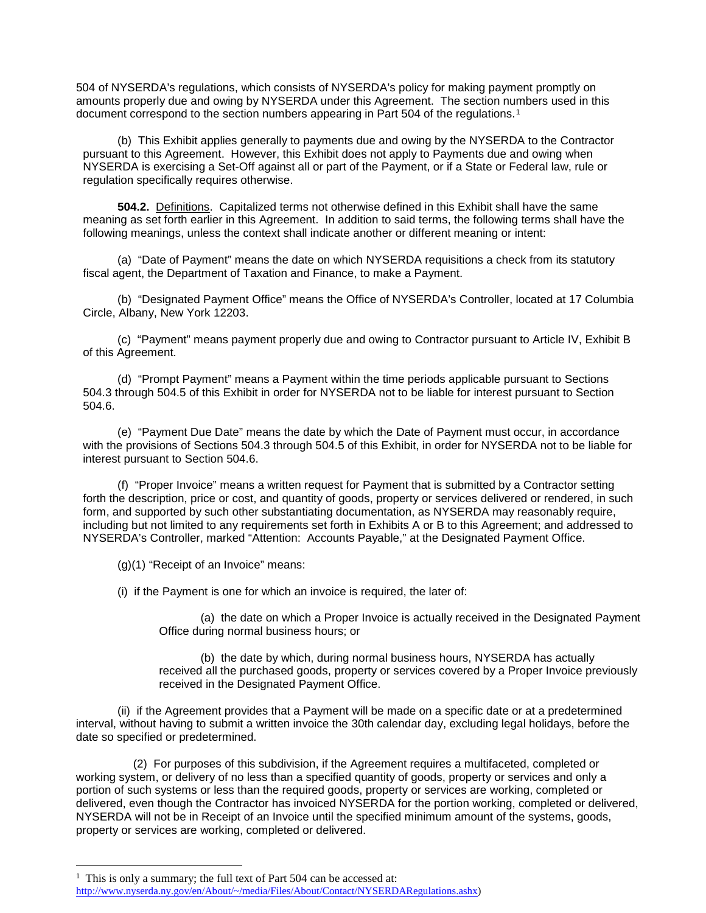504 of NYSERDA's regulations, which consists of NYSERDA's policy for making payment promptly on amounts properly due and owing by NYSERDA under this Agreement. The section numbers used in this document correspond to the section numbers appearing in Part 504 of the regulations.[1]

(b) This Exhibit applies generally to payments due and owing by the NYSERDA to the Contractor pursuant to this Agreement. However, this Exhibit does not apply to Payments due and owing when NYSERDA is exercising a Set-Off against all or part of the Payment, or if a State or Federal law, rule or regulation specifically requires otherwise.

**504.2.** Definitions. Capitalized terms not otherwise defined in this Exhibit shall have the same meaning as set forth earlier in this Agreement. In addition to said terms, the following terms shall have the following meanings, unless the context shall indicate another or different meaning or intent:

(a) "Date of Payment" means the date on which NYSERDA requisitions a check from its statutory fiscal agent, the Department of Taxation and Finance, to make a Payment.

(b) "Designated Payment Office" means the Office of NYSERDA's Controller, located at 17 Columbia Circle, Albany, New York 12203.

(c) "Payment" means payment properly due and owing to Contractor pursuant to Article IV, Exhibit B of this Agreement.

(d) "Prompt Payment" means a Payment within the time periods applicable pursuant to Sections 504.3 through 504.5 of this Exhibit in order for NYSERDA not to be liable for interest pursuant to Section 504.6.

(e) "Payment Due Date" means the date by which the Date of Payment must occur, in accordance with the provisions of Sections 504.3 through 504.5 of this Exhibit, in order for NYSERDA not to be liable for interest pursuant to Section 504.6.

(f) "Proper Invoice" means a written request for Payment that is submitted by a Contractor setting forth the description, price or cost, and quantity of goods, property or services delivered or rendered, in such form, and supported by such other substantiating documentation, as NYSERDA may reasonably require, including but not limited to any requirements set forth in Exhibits A or B to this Agreement; and addressed to NYSERDA's Controller, marked "Attention: Accounts Payable," at the Designated Payment Office.

(g)(1) "Receipt of an Invoice" means:

(i) if the Payment is one for which an invoice is required, the later of:

(a) the date on which a Proper Invoice is actually received in the Designated Payment Office during normal business hours; or

(b) the date by which, during normal business hours, NYSERDA has actually received all the purchased goods, property or services covered by a Proper Invoice previously received in the Designated Payment Office.

(ii) if the Agreement provides that a Payment will be made on a specific date or at a predetermined interval, without having to submit a written invoice the 30th calendar day, excluding legal holidays, before the date so specified or predetermined.

(2) For purposes of this subdivision, if the Agreement requires a multifaceted, completed or working system, or delivery of no less than a specified quantity of goods, property or services and only a portion of such systems or less than the required goods, property or services are working, completed or delivered, even though the Contractor has invoiced NYSERDA for the portion working, completed or delivered, NYSERDA will not be in Receipt of an Invoice until the specified minimum amount of the systems, goods, property or services are working, completed or delivered.

---

[1] This is only a summary; the full text of Part 504 can be accessed at: http://www.nyserda.ny.gov/en/About/~/media/Files/About/Contact/NYSERDARegulations.ashx)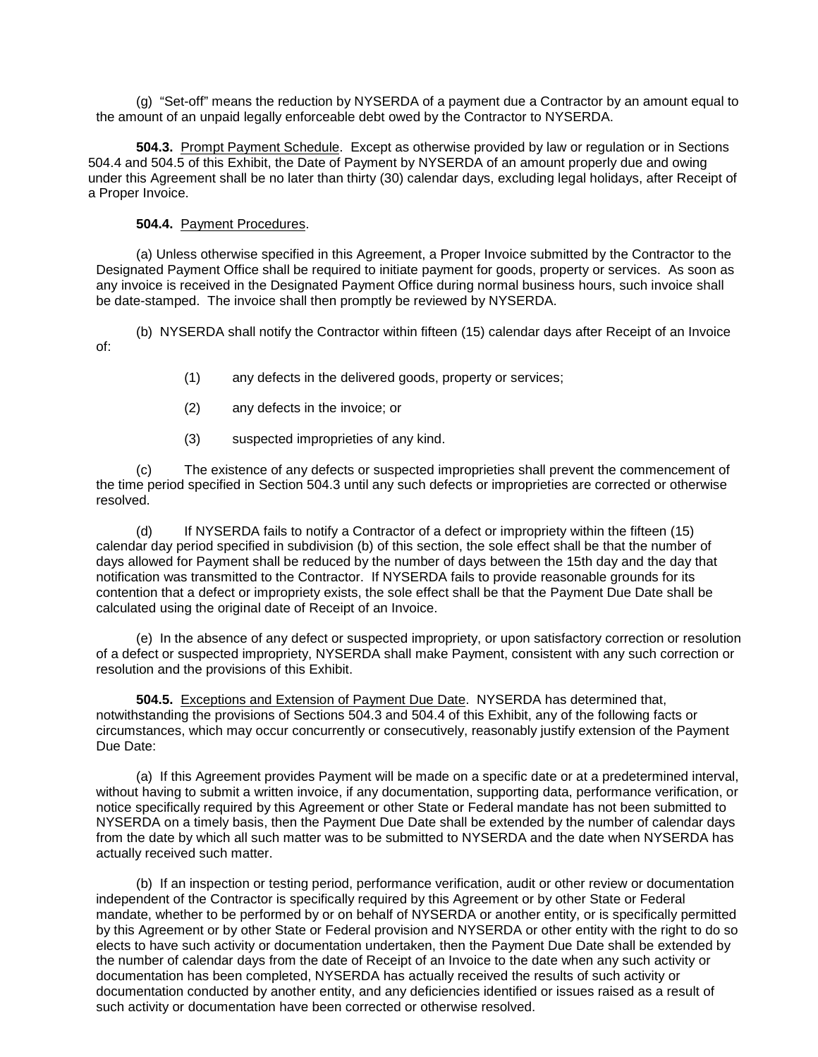(g) "Set-off" means the reduction by NYSERDA of a payment due a Contractor by an amount equal to the amount of an unpaid legally enforceable debt owed by the Contractor to NYSERDA.

**504.3.** Prompt Payment Schedule. Except as otherwise provided by law or regulation or in Sections 504.4 and 504.5 of this Exhibit, the Date of Payment by NYSERDA of an amount properly due and owing under this Agreement shall be no later than thirty (30) calendar days, excluding legal holidays, after Receipt of a Proper Invoice.

**504.4.** Payment Procedures.

(a) Unless otherwise specified in this Agreement, a Proper Invoice submitted by the Contractor to the Designated Payment Office shall be required to initiate payment for goods, property or services. As soon as any invoice is received in the Designated Payment Office during normal business hours, such invoice shall be date-stamped. The invoice shall then promptly be reviewed by NYSERDA.

(b) NYSERDA shall notify the Contractor within fifteen (15) calendar days after Receipt of an Invoice of:

(1) any defects in the delivered goods, property or services;

(2) any defects in the invoice; or

(3) suspected improprieties of any kind.

(c) The existence of any defects or suspected improprieties shall prevent the commencement of the time period specified in Section 504.3 until any such defects or improprieties are corrected or otherwise resolved.

(d) If NYSERDA fails to notify a Contractor of a defect or impropriety within the fifteen (15) calendar day period specified in subdivision (b) of this section, the sole effect shall be that the number of days allowed for Payment shall be reduced by the number of days between the 15th day and the day that notification was transmitted to the Contractor. If NYSERDA fails to provide reasonable grounds for its contention that a defect or impropriety exists, the sole effect shall be that the Payment Due Date shall be calculated using the original date of Receipt of an Invoice.

(e) In the absence of any defect or suspected impropriety, or upon satisfactory correction or resolution of a defect or suspected impropriety, NYSERDA shall make Payment, consistent with any such correction or resolution and the provisions of this Exhibit.

**504.5.** Exceptions and Extension of Payment Due Date. NYSERDA has determined that, notwithstanding the provisions of Sections 504.3 and 504.4 of this Exhibit, any of the following facts or circumstances, which may occur concurrently or consecutively, reasonably justify extension of the Payment Due Date:

(a) If this Agreement provides Payment will be made on a specific date or at a predetermined interval, without having to submit a written invoice, if any documentation, supporting data, performance verification, or notice specifically required by this Agreement or other State or Federal mandate has not been submitted to NYSERDA on a timely basis, then the Payment Due Date shall be extended by the number of calendar days from the date by which all such matter was to be submitted to NYSERDA and the date when NYSERDA has actually received such matter.

(b) If an inspection or testing period, performance verification, audit or other review or documentation independent of the Contractor is specifically required by this Agreement or by other State or Federal mandate, whether to be performed by or on behalf of NYSERDA or another entity, or is specifically permitted by this Agreement or by other State or Federal provision and NYSERDA or other entity with the right to do so elects to have such activity or documentation undertaken, then the Payment Due Date shall be extended by the number of calendar days from the date of Receipt of an Invoice to the date when any such activity or documentation has been completed, NYSERDA has actually received the results of such activity or documentation conducted by another entity, and any deficiencies identified or issues raised as a result of such activity or documentation have been corrected or otherwise resolved.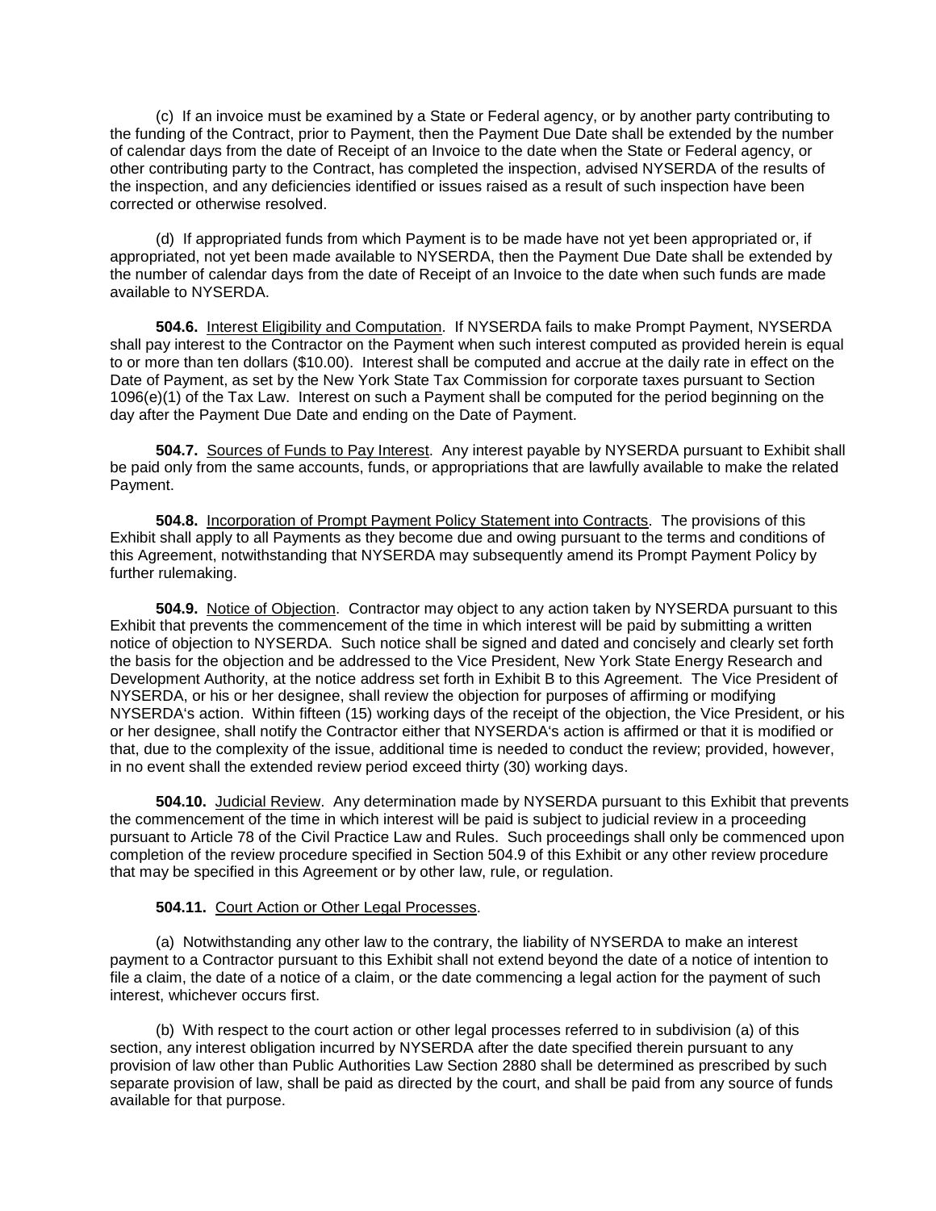(c) If an invoice must be examined by a State or Federal agency, or by another party contributing to the funding of the Contract, prior to Payment, then the Payment Due Date shall be extended by the number of calendar days from the date of Receipt of an Invoice to the date when the State or Federal agency, or other contributing party to the Contract, has completed the inspection, advised NYSERDA of the results of the inspection, and any deficiencies identified or issues raised as a result of such inspection have been corrected or otherwise resolved.

(d) If appropriated funds from which Payment is to be made have not yet been appropriated or, if appropriated, not yet been made available to NYSERDA, then the Payment Due Date shall be extended by the number of calendar days from the date of Receipt of an Invoice to the date when such funds are made available to NYSERDA.

**504.6.** Interest Eligibility and Computation. If NYSERDA fails to make Prompt Payment, NYSERDA shall pay interest to the Contractor on the Payment when such interest computed as provided herein is equal to or more than ten dollars ($10.00). Interest shall be computed and accrue at the daily rate in effect on the Date of Payment, as set by the New York State Tax Commission for corporate taxes pursuant to Section 1096(e)(1) of the Tax Law. Interest on such a Payment shall be computed for the period beginning on the day after the Payment Due Date and ending on the Date of Payment.

**504.7.** Sources of Funds to Pay Interest. Any interest payable by NYSERDA pursuant to Exhibit shall be paid only from the same accounts, funds, or appropriations that are lawfully available to make the related Payment.

**504.8.** Incorporation of Prompt Payment Policy Statement into Contracts. The provisions of this Exhibit shall apply to all Payments as they become due and owing pursuant to the terms and conditions of this Agreement, notwithstanding that NYSERDA may subsequently amend its Prompt Payment Policy by further rulemaking.

**504.9.** Notice of Objection. Contractor may object to any action taken by NYSERDA pursuant to this Exhibit that prevents the commencement of the time in which interest will be paid by submitting a written notice of objection to NYSERDA. Such notice shall be signed and dated and concisely and clearly set forth the basis for the objection and be addressed to the Vice President, New York State Energy Research and Development Authority, at the notice address set forth in Exhibit B to this Agreement. The Vice President of NYSERDA, or his or her designee, shall review the objection for purposes of affirming or modifying NYSERDA's action. Within fifteen (15) working days of the receipt of the objection, the Vice President, or his or her designee, shall notify the Contractor either that NYSERDA's action is affirmed or that it is modified or that, due to the complexity of the issue, additional time is needed to conduct the review; provided, however, in no event shall the extended review period exceed thirty (30) working days.

**504.10.** Judicial Review. Any determination made by NYSERDA pursuant to this Exhibit that prevents the commencement of the time in which interest will be paid is subject to judicial review in a proceeding pursuant to Article 78 of the Civil Practice Law and Rules. Such proceedings shall only be commenced upon completion of the review procedure specified in Section 504.9 of this Exhibit or any other review procedure that may be specified in this Agreement or by other law, rule, or regulation.

**504.11.** Court Action or Other Legal Processes.

(a) Notwithstanding any other law to the contrary, the liability of NYSERDA to make an interest payment to a Contractor pursuant to this Exhibit shall not extend beyond the date of a notice of intention to file a claim, the date of a notice of a claim, or the date commencing a legal action for the payment of such interest, whichever occurs first.

(b) With respect to the court action or other legal processes referred to in subdivision (a) of this section, any interest obligation incurred by NYSERDA after the date specified therein pursuant to any provision of law other than Public Authorities Law Section 2880 shall be determined as prescribed by such separate provision of law, shall be paid as directed by the court, and shall be paid from any source of funds available for that purpose.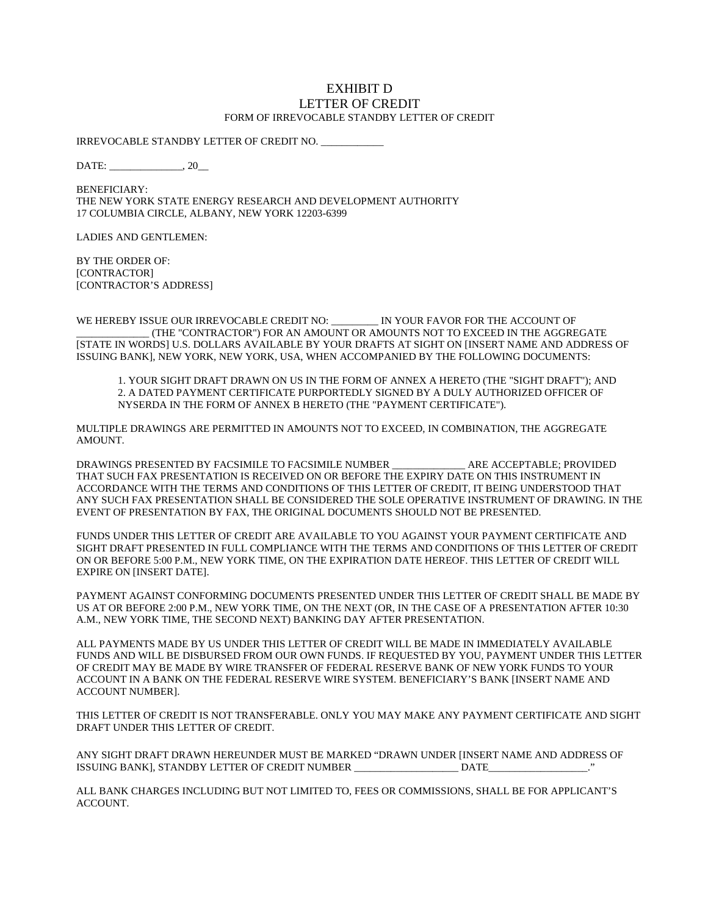# EXHIBIT D
## LETTER OF CREDIT
### FORM OF IRREVOCABLE STANDBY LETTER OF CREDIT

IRREVOCABLE STANDBY LETTER OF CREDIT NO. ____________

DATE: ______________, 20__

BENEFICIARY:
THE NEW YORK STATE ENERGY RESEARCH AND DEVELOPMENT AUTHORITY
17 COLUMBIA CIRCLE, ALBANY, NEW YORK 12203-6399

LADIES AND GENTLEMEN:

BY THE ORDER OF:
[CONTRACTOR]
[CONTRACTOR'S ADDRESS]

WE HEREBY ISSUE OUR IRREVOCABLE CREDIT NO: _________ IN YOUR FAVOR FOR THE ACCOUNT OF _____________ (THE "CONTRACTOR") FOR AN AMOUNT OR AMOUNTS NOT TO EXCEED IN THE AGGREGATE [STATE IN WORDS] U.S. DOLLARS AVAILABLE BY YOUR DRAFTS AT SIGHT ON [INSERT NAME AND ADDRESS OF ISSUING BANK], NEW YORK, NEW YORK, USA, WHEN ACCOMPANIED BY THE FOLLOWING DOCUMENTS:

1. YOUR SIGHT DRAFT DRAWN ON US IN THE FORM OF ANNEX A HERETO (THE "SIGHT DRAFT"); AND
2. A DATED PAYMENT CERTIFICATE PURPORTEDLY SIGNED BY A DULY AUTHORIZED OFFICER OF NYSERDA IN THE FORM OF ANNEX B HERETO (THE "PAYMENT CERTIFICATE").

MULTIPLE DRAWINGS ARE PERMITTED IN AMOUNTS NOT TO EXCEED, IN COMBINATION, THE AGGREGATE AMOUNT.

DRAWINGS PRESENTED BY FACSIMILE TO FACSIMILE NUMBER ______________ ARE ACCEPTABLE; PROVIDED THAT SUCH FAX PRESENTATION IS RECEIVED ON OR BEFORE THE EXPIRY DATE ON THIS INSTRUMENT IN ACCORDANCE WITH THE TERMS AND CONDITIONS OF THIS LETTER OF CREDIT, IT BEING UNDERSTOOD THAT ANY SUCH FAX PRESENTATION SHALL BE CONSIDERED THE SOLE OPERATIVE INSTRUMENT OF DRAWING. IN THE EVENT OF PRESENTATION BY FAX, THE ORIGINAL DOCUMENTS SHOULD NOT BE PRESENTED.

FUNDS UNDER THIS LETTER OF CREDIT ARE AVAILABLE TO YOU AGAINST YOUR PAYMENT CERTIFICATE AND SIGHT DRAFT PRESENTED IN FULL COMPLIANCE WITH THE TERMS AND CONDITIONS OF THIS LETTER OF CREDIT ON OR BEFORE 5:00 P.M., NEW YORK TIME, ON THE EXPIRATION DATE HEREOF. THIS LETTER OF CREDIT WILL EXPIRE ON [INSERT DATE].

PAYMENT AGAINST CONFORMING DOCUMENTS PRESENTED UNDER THIS LETTER OF CREDIT SHALL BE MADE BY US AT OR BEFORE 2:00 P.M., NEW YORK TIME, ON THE NEXT (OR, IN THE CASE OF A PRESENTATION AFTER 10:30 A.M., NEW YORK TIME, THE SECOND NEXT) BANKING DAY AFTER PRESENTATION.

ALL PAYMENTS MADE BY US UNDER THIS LETTER OF CREDIT WILL BE MADE IN IMMEDIATELY AVAILABLE FUNDS AND WILL BE DISBURSED FROM OUR OWN FUNDS. IF REQUESTED BY YOU, PAYMENT UNDER THIS LETTER OF CREDIT MAY BE MADE BY WIRE TRANSFER OF FEDERAL RESERVE BANK OF NEW YORK FUNDS TO YOUR ACCOUNT IN A BANK ON THE FEDERAL RESERVE WIRE SYSTEM. BENEFICIARY'S BANK [INSERT NAME AND ACCOUNT NUMBER].

THIS LETTER OF CREDIT IS NOT TRANSFERABLE. ONLY YOU MAY MAKE ANY PAYMENT CERTIFICATE AND SIGHT DRAFT UNDER THIS LETTER OF CREDIT.

ANY SIGHT DRAFT DRAWN HEREUNDER MUST BE MARKED "DRAWN UNDER [INSERT NAME AND ADDRESS OF ISSUING BANK], STANDBY LETTER OF CREDIT NUMBER ____________________ DATE___________________."

ALL BANK CHARGES INCLUDING BUT NOT LIMITED TO, FEES OR COMMISSIONS, SHALL BE FOR APPLICANT'S ACCOUNT.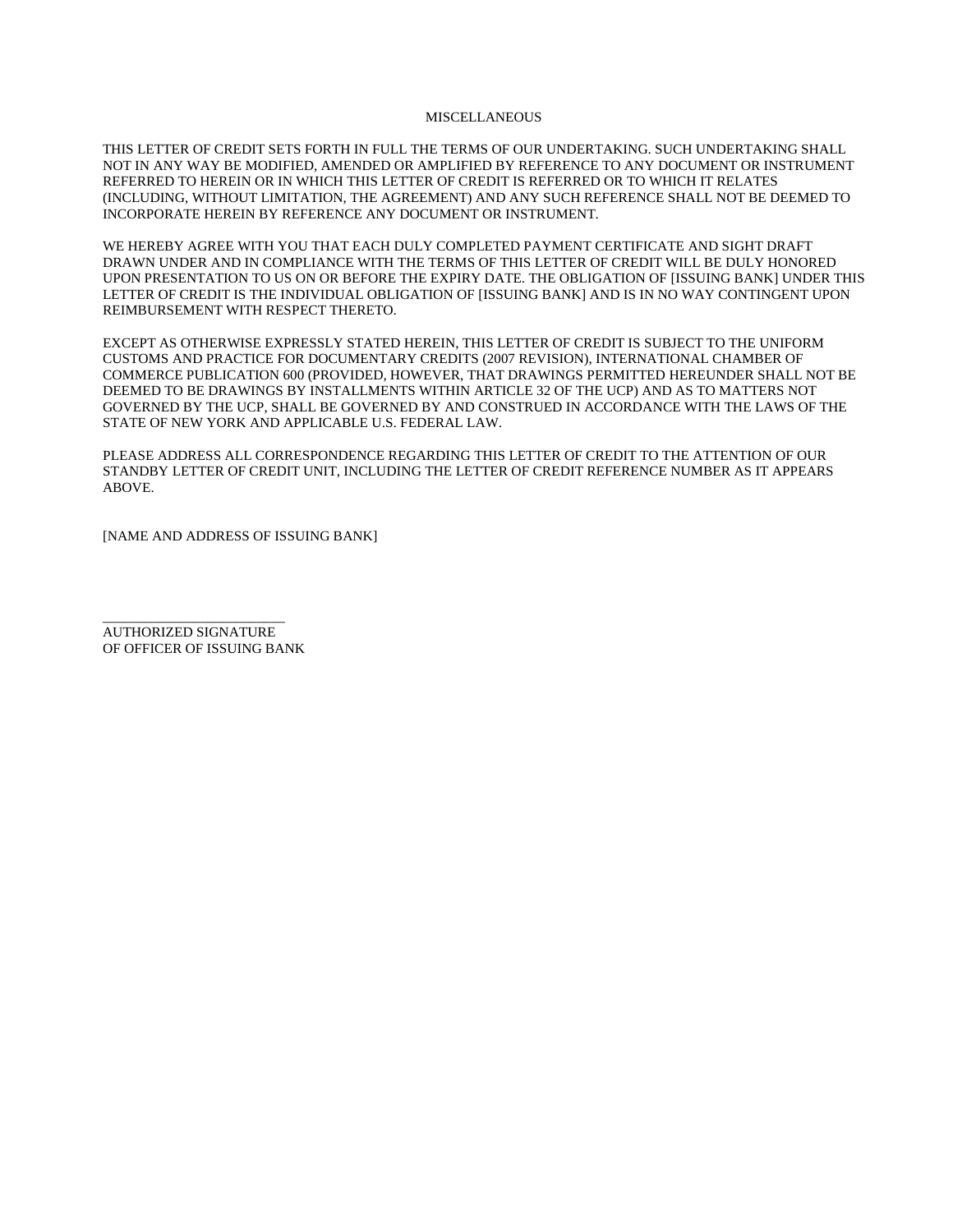## MISCELLANEOUS

THIS LETTER OF CREDIT SETS FORTH IN FULL THE TERMS OF OUR UNDERTAKING. SUCH UNDERTAKING SHALL NOT IN ANY WAY BE MODIFIED, AMENDED OR AMPLIFIED BY REFERENCE TO ANY DOCUMENT OR INSTRUMENT REFERRED TO HEREIN OR IN WHICH THIS LETTER OF CREDIT IS REFERRED OR TO WHICH IT RELATES (INCLUDING, WITHOUT LIMITATION, THE AGREEMENT) AND ANY SUCH REFERENCE SHALL NOT BE DEEMED TO INCORPORATE HEREIN BY REFERENCE ANY DOCUMENT OR INSTRUMENT.

WE HEREBY AGREE WITH YOU THAT EACH DULY COMPLETED PAYMENT CERTIFICATE AND SIGHT DRAFT DRAWN UNDER AND IN COMPLIANCE WITH THE TERMS OF THIS LETTER OF CREDIT WILL BE DULY HONORED UPON PRESENTATION TO US ON OR BEFORE THE EXPIRY DATE. THE OBLIGATION OF [ISSUING BANK] UNDER THIS LETTER OF CREDIT IS THE INDIVIDUAL OBLIGATION OF [ISSUING BANK] AND IS IN NO WAY CONTINGENT UPON REIMBURSEMENT WITH RESPECT THERETO.

EXCEPT AS OTHERWISE EXPRESSLY STATED HEREIN, THIS LETTER OF CREDIT IS SUBJECT TO THE UNIFORM CUSTOMS AND PRACTICE FOR DOCUMENTARY CREDITS (2007 REVISION), INTERNATIONAL CHAMBER OF COMMERCE PUBLICATION 600 (PROVIDED, HOWEVER, THAT DRAWINGS PERMITTED HEREUNDER SHALL NOT BE DEEMED TO BE DRAWINGS BY INSTALLMENTS WITHIN ARTICLE 32 OF THE UCP) AND AS TO MATTERS NOT GOVERNED BY THE UCP, SHALL BE GOVERNED BY AND CONSTRUED IN ACCORDANCE WITH THE LAWS OF THE STATE OF NEW YORK AND APPLICABLE U.S. FEDERAL LAW.

PLEASE ADDRESS ALL CORRESPONDENCE REGARDING THIS LETTER OF CREDIT TO THE ATTENTION OF OUR STANDBY LETTER OF CREDIT UNIT, INCLUDING THE LETTER OF CREDIT REFERENCE NUMBER AS IT APPEARS ABOVE.

[NAME AND ADDRESS OF ISSUING BANK]

\_\_\_\_\_\_\_\_\_\_\_\_\_\_\_\_\_\_\_\_\_\_\_\_\_\_

AUTHORIZED SIGNATURE
OF OFFICER OF ISSUING BANK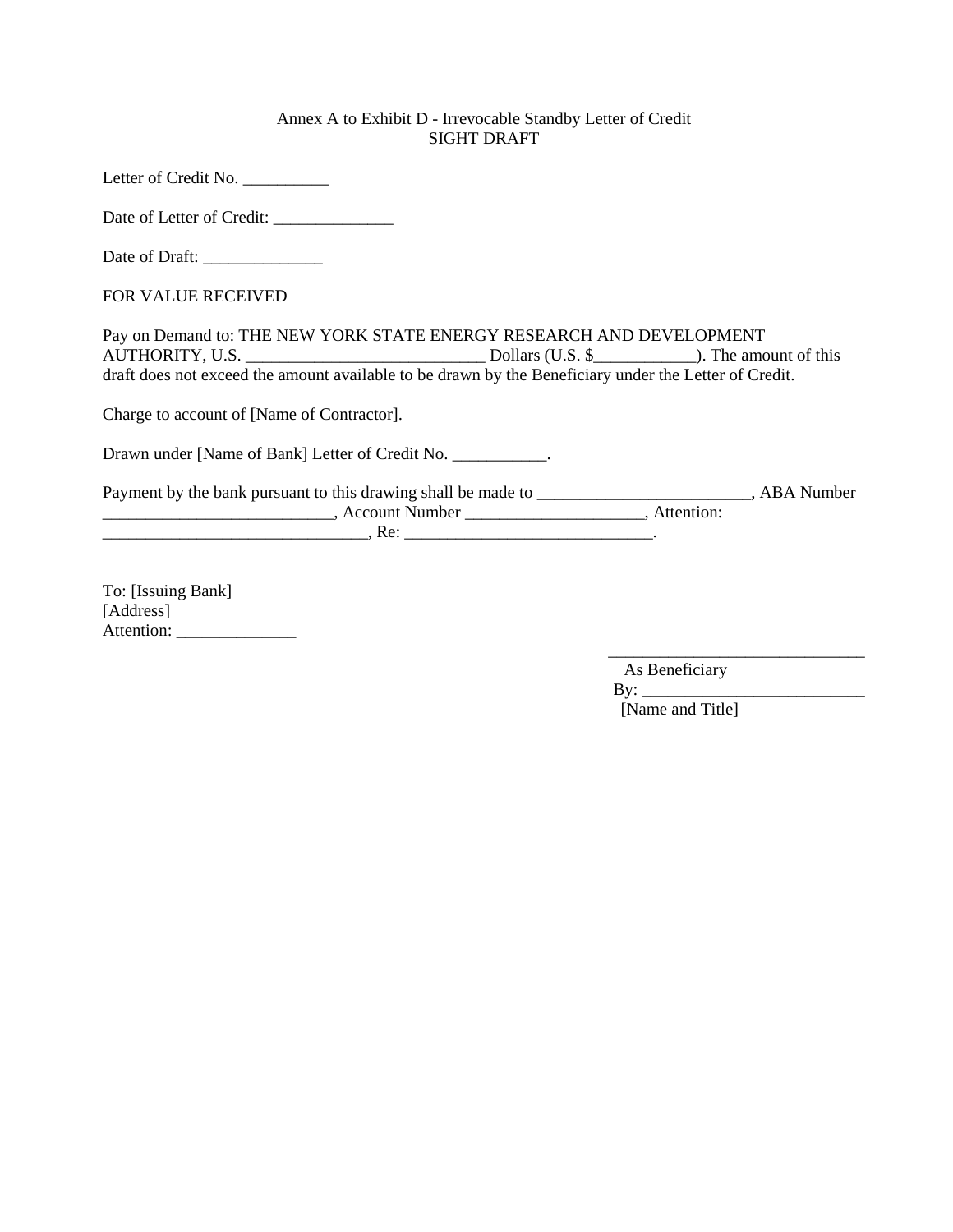Annex A to Exhibit D - Irrevocable Standby Letter of Credit
SIGHT DRAFT

Letter of Credit No. __________

Date of Letter of Credit: ______________

Date of Draft: ______________

FOR VALUE RECEIVED

Pay on Demand to: THE NEW YORK STATE ENERGY RESEARCH AND DEVELOPMENT AUTHORITY, U.S. ____________________________ Dollars (U.S. $____________). The amount of this draft does not exceed the amount available to be drawn by the Beneficiary under the Letter of Credit.

Charge to account of [Name of Contractor].

Drawn under [Name of Bank] Letter of Credit No. ___________.

Payment by the bank pursuant to this drawing shall be made to _________________________, ABA Number ___________________________, Account Number _____________________, Attention: _______________________________, Re: _____________________________.

To: [Issuing Bank]
[Address]
Attention: ______________

_______________________________
As Beneficiary
By: ___________________________
[Name and Title]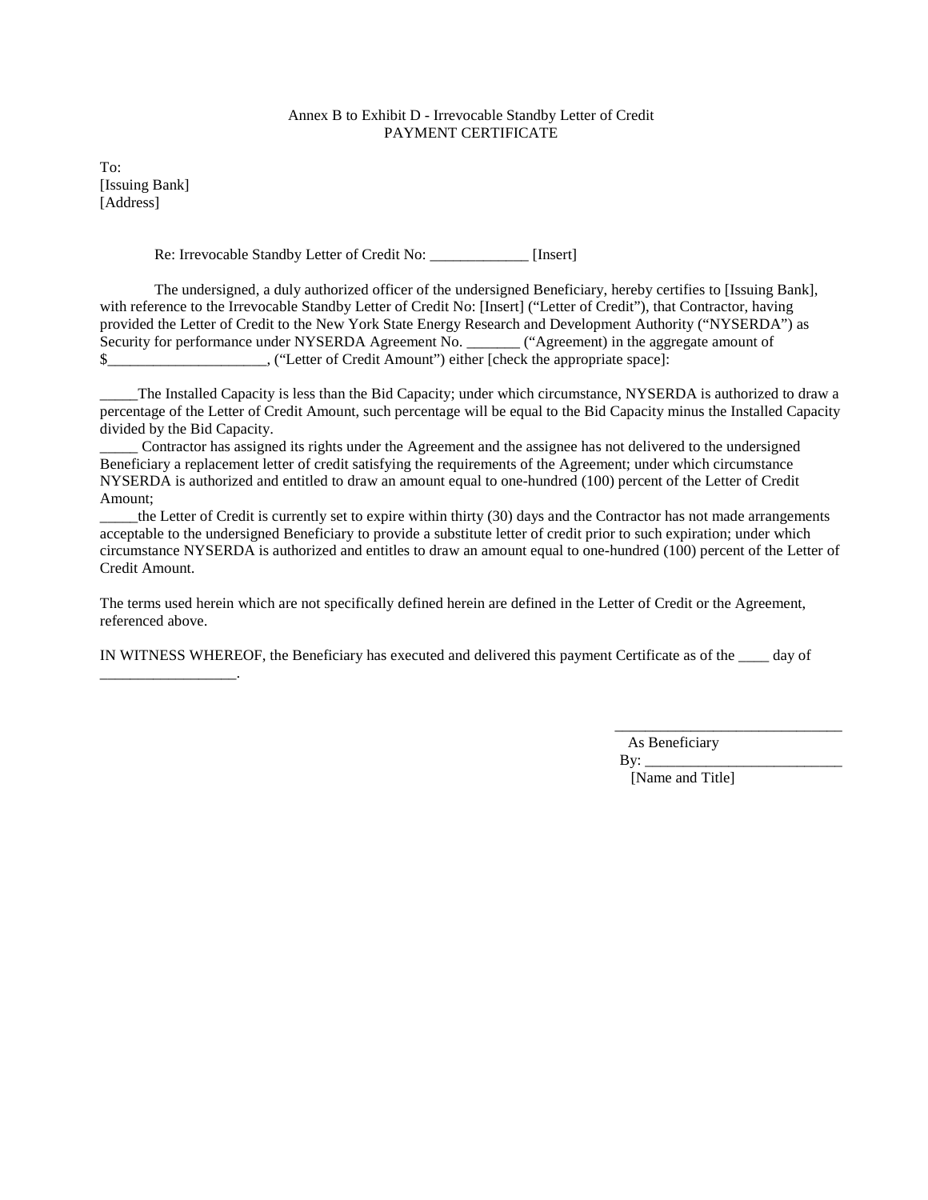Annex B to Exhibit D - Irrevocable Standby Letter of Credit
PAYMENT CERTIFICATE

To:
[Issuing Bank]
[Address]

Re: Irrevocable Standby Letter of Credit No: _____________ [Insert]

The undersigned, a duly authorized officer of the undersigned Beneficiary, hereby certifies to [Issuing Bank], with reference to the Irrevocable Standby Letter of Credit No: [Insert] ("Letter of Credit"), that Contractor, having provided the Letter of Credit to the New York State Energy Research and Development Authority ("NYSERDA") as Security for performance under NYSERDA Agreement No. _______ ("Agreement) in the aggregate amount of $_____________________, ("Letter of Credit Amount") either [check the appropriate space]:

_____The Installed Capacity is less than the Bid Capacity; under which circumstance, NYSERDA is authorized to draw a percentage of the Letter of Credit Amount, such percentage will be equal to the Bid Capacity minus the Installed Capacity divided by the Bid Capacity.

_____ Contractor has assigned its rights under the Agreement and the assignee has not delivered to the undersigned Beneficiary a replacement letter of credit satisfying the requirements of the Agreement; under which circumstance NYSERDA is authorized and entitled to draw an amount equal to one-hundred (100) percent of the Letter of Credit Amount;

_____the Letter of Credit is currently set to expire within thirty (30) days and the Contractor has not made arrangements acceptable to the undersigned Beneficiary to provide a substitute letter of credit prior to such expiration; under which circumstance NYSERDA is authorized and entitles to draw an amount equal to one-hundred (100) percent of the Letter of Credit Amount.

The terms used herein which are not specifically defined herein are defined in the Letter of Credit or the Agreement, referenced above.

IN WITNESS WHEREOF, the Beneficiary has executed and delivered this payment Certificate as of the ____ day of __________________.

______________________________
As Beneficiary
By: __________________________
[Name and Title]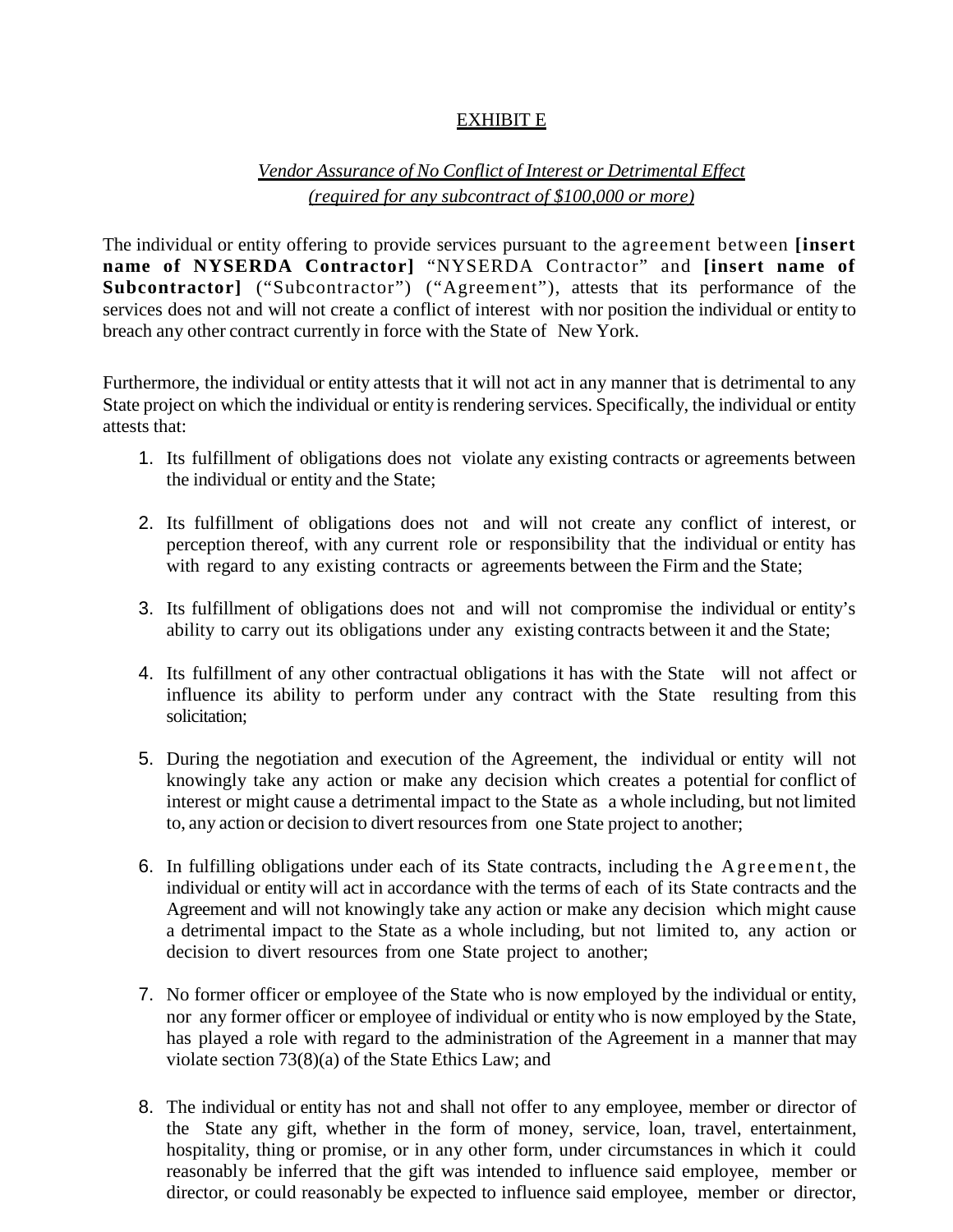<u>EXHIBIT E</u>

*<u>Vendor Assurance of No Conflict of Interest or Detrimental Effect</u>*
*<u>(required for any subcontract of $100,000 or more)</u>*

The individual or entity offering to provide services pursuant to the agreement between **[insert name of NYSERDA Contractor]** "NYSERDA Contractor" and **[insert name of Subcontractor]** ("Subcontractor") ("Agreement"), attests that its performance of the services does not and will not create a conflict of interest with nor position the individual or entity to breach any other contract currently in force with the State of New York.

Furthermore, the individual or entity attests that it will not act in any manner that is detrimental to any State project on which the individual or entity is rendering services. Specifically, the individual or entity attests that:

1. Its fulfillment of obligations does not violate any existing contracts or agreements between the individual or entity and the State;

2. Its fulfillment of obligations does not and will not create any conflict of interest, or perception thereof, with any current role or responsibility that the individual or entity has with regard to any existing contracts or agreements between the Firm and the State;

3. Its fulfillment of obligations does not and will not compromise the individual or entity's ability to carry out its obligations under any existing contracts between it and the State;

4. Its fulfillment of any other contractual obligations it has with the State will not affect or influence its ability to perform under any contract with the State resulting from this solicitation;

5. During the negotiation and execution of the Agreement, the individual or entity will not knowingly take any action or make any decision which creates a potential for conflict of interest or might cause a detrimental impact to the State as a whole including, but not limited to, any action or decision to divert resources from one State project to another;

6. In fulfilling obligations under each of its State contracts, including the Agreement, the individual or entity will act in accordance with the terms of each of its State contracts and the Agreement and will not knowingly take any action or make any decision which might cause a detrimental impact to the State as a whole including, but not limited to, any action or decision to divert resources from one State project to another;

7. No former officer or employee of the State who is now employed by the individual or entity, nor any former officer or employee of individual or entity who is now employed by the State, has played a role with regard to the administration of the Agreement in a manner that may violate section 73(8)(a) of the State Ethics Law; and

8. The individual or entity has not and shall not offer to any employee, member or director of the State any gift, whether in the form of money, service, loan, travel, entertainment, hospitality, thing or promise, or in any other form, under circumstances in which it could reasonably be inferred that the gift was intended to influence said employee, member or director, or could reasonably be expected to influence said employee, member or director,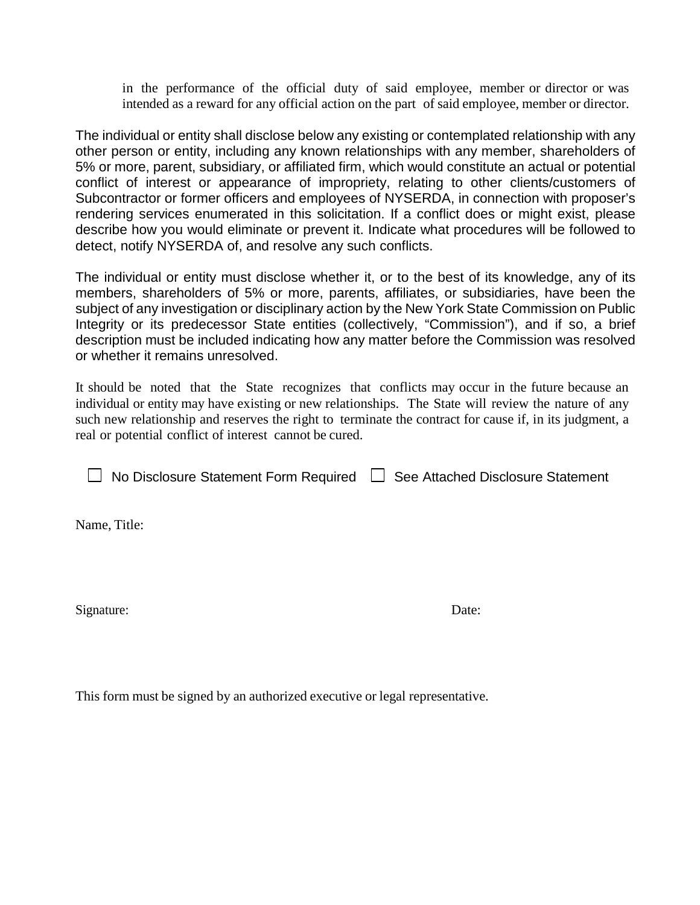in the performance of the official duty of said employee, member or director or was intended as a reward for any official action on the part of said employee, member or director.

The individual or entity shall disclose below any existing or contemplated relationship with any other person or entity, including any known relationships with any member, shareholders of 5% or more, parent, subsidiary, or affiliated firm, which would constitute an actual or potential conflict of interest or appearance of impropriety, relating to other clients/customers of Subcontractor or former officers and employees of NYSERDA, in connection with proposer's rendering services enumerated in this solicitation. If a conflict does or might exist, please describe how you would eliminate or prevent it. Indicate what procedures will be followed to detect, notify NYSERDA of, and resolve any such conflicts.

The individual or entity must disclose whether it, or to the best of its knowledge, any of its members, shareholders of 5% or more, parents, affiliates, or subsidiaries, have been the subject of any investigation or disciplinary action by the New York State Commission on Public Integrity or its predecessor State entities (collectively, "Commission"), and if so, a brief description must be included indicating how any matter before the Commission was resolved or whether it remains unresolved.

It should be noted that the State recognizes that conflicts may occur in the future because an individual or entity may have existing or new relationships. The State will review the nature of any such new relationship and reserves the right to terminate the contract for cause if, in its judgment, a real or potential conflict of interest cannot be cured.

☐ No Disclosure Statement Form Required ☐ See Attached Disclosure Statement

Name, Title:

Signature: Date:

This form must be signed by an authorized executive or legal representative.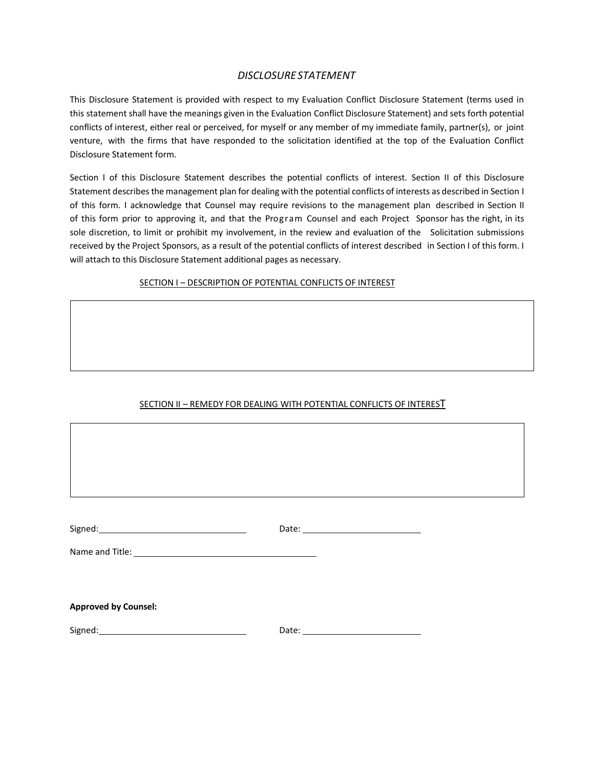# *DISCLOSURE STATEMENT*

This Disclosure Statement is provided with respect to my Evaluation Conflict Disclosure Statement (terms used in this statement shall have the meanings given in the Evaluation Conflict Disclosure Statement) and sets forth potential conflicts of interest, either real or perceived, for myself or any member of my immediate family, partner(s), or joint venture, with the firms that have responded to the solicitation identified at the top of the Evaluation Conflict Disclosure Statement form.

Section I of this Disclosure Statement describes the potential conflicts of interest. Section II of this Disclosure Statement describes the management plan for dealing with the potential conflicts of interests as described in Section I of this form. I acknowledge that Counsel may require revisions to the management plan described in Section II of this form prior to approving it, and that the Program Counsel and each Project Sponsor has the right, in its sole discretion, to limit or prohibit my involvement, in the review and evaluation of the Solicitation submissions received by the Project Sponsors, as a result of the potential conflicts of interest described in Section I of this form. I will attach to this Disclosure Statement additional pages as necessary.

## SECTION I – DESCRIPTION OF POTENTIAL CONFLICTS OF INTEREST

| |
|---|
| |

## SECTION II – REMEDY FOR DEALING WITH POTENTIAL CONFLICTS OF INTEREST

| |
|---|
| |

Signed: ______________________________ Date: ________________________

Name and Title: ____________________________________

**Approved by Counsel:**

Signed: ______________________________ Date: ________________________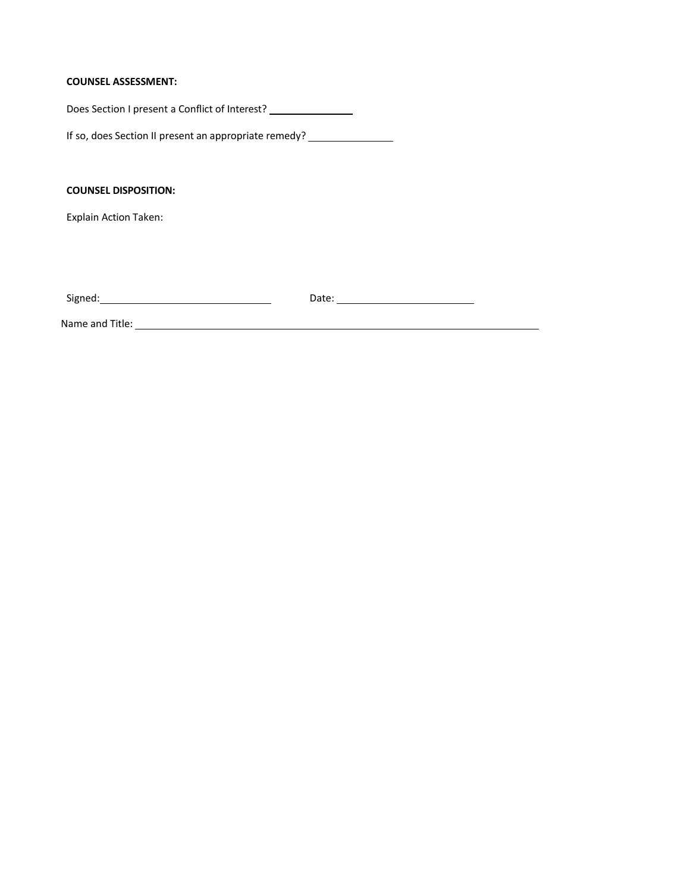**COUNSEL ASSESSMENT:**

Does Section I present a Conflict of Interest? ______________

If so, does Section II present an appropriate remedy? ______________

**COUNSEL DISPOSITION:**

Explain Action Taken:

Signed:______________________________ Date: ________________________

Name and Title: ____________________________________________________________________________